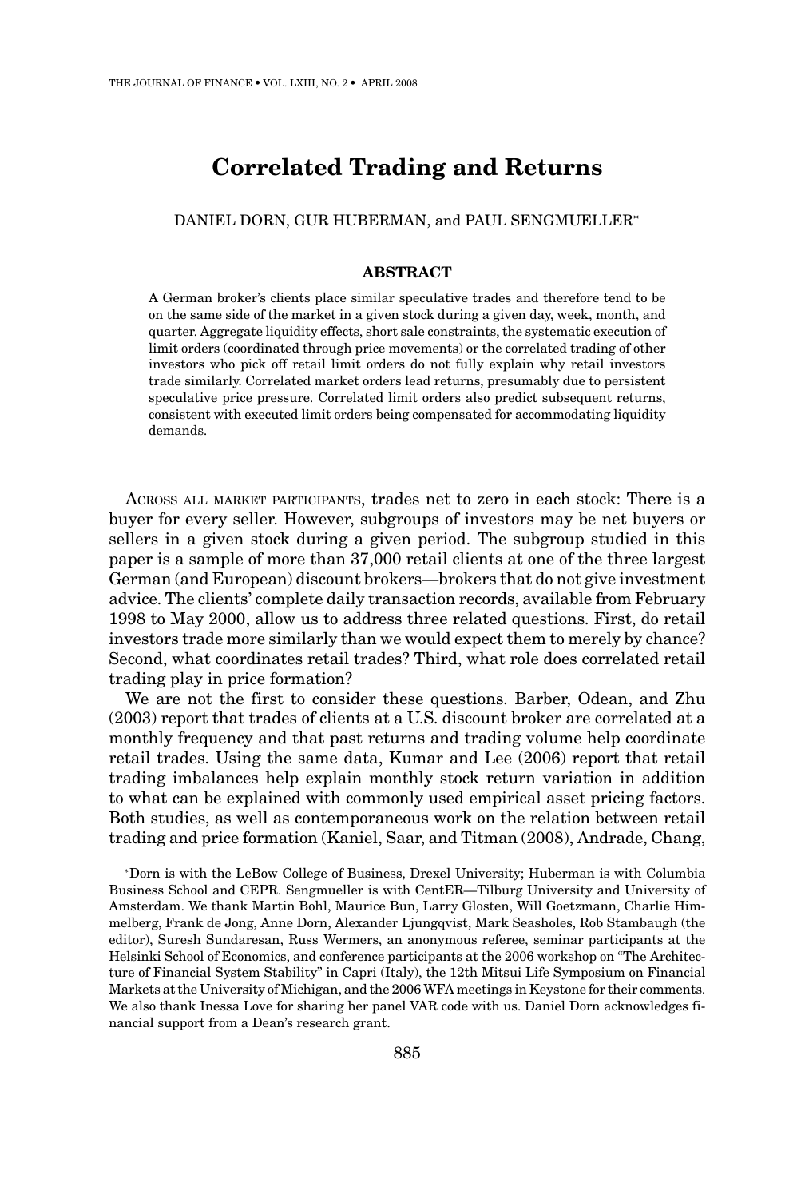# Correlated Trading and Returns

DANIEL DORN, GUR HUBERMAN, and PAUL SENGMUELLER*

## ABSTRACT

A German broker's clients place similar speculative trades and therefore tend to be on the same side of the market in a given stock during a given day, week, month, and quarter. Aggregate liquidity effects, short sale constraints, the systematic execution of limit orders (coordinated through price movements) or the correlated trading of other investors who pick off retail limit orders do not fully explain why retail investors trade similarly. Correlated market orders lead returns, presumably due to persistent speculative price pressure. Correlated limit orders also predict subsequent returns, consistent with executed limit orders being compensated for accommodating liquidity demands.

ACROSS ALL MARKET PARTICIPANTS, trades net to zero in each stock: There is a buyer for every seller. However, subgroups of investors may be net buyers or sellers in a given stock during a given period. The subgroup studied in this paper is a sample of more than 37,000 retail clients at one of the three largest German (and European) discount brokers—brokers that do not give investment advice. The clients' complete daily transaction records, available from February 1998 to May 2000, allow us to address three related questions. First, do retail investors trade more similarly than we would expect them to merely by chance? Second, what coordinates retail trades? Third, what role does correlated retail trading play in price formation?

We are not the first to consider these questions. Barber, Odean, and Zhu (2003) report that trades of clients at a U.S. discount broker are correlated at a monthly frequency and that past returns and trading volume help coordinate retail trades. Using the same data, Kumar and Lee (2006) report that retail trading imbalances help explain monthly stock return variation in addition to what can be explained with commonly used empirical asset pricing factors. Both studies, as well as contemporaneous work on the relation between retail trading and price formation (Kaniel, Saar, and Titman (2008), Andrade, Chang,

*Dorn is with the LeBow College of Business, Drexel University; Huberman is with Columbia Business School and CEPR. Sengmueller is with CentER—Tilburg University and University of Amsterdam. We thank Martin Bohl, Maurice Bun, Larry Glosten, Will Goetzmann, Charlie Himmelberg, Frank de Jong, Anne Dorn, Alexander Ljungqvist, Mark Seasholes, Rob Stambaugh (the editor), Suresh Sundaresan, Russ Wermers, an anonymous referee, seminar participants at the Helsinki School of Economics, and conference participants at the 2006 workshop on "The Architecture of Financial System Stability" in Capri (Italy), the 12th Mitsui Life Symposium on Financial Markets at the University of Michigan, and the 2006 WFA meetings in Keystone for their comments. We also thank Inessa Love for sharing her panel VAR code with us. Daniel Dorn acknowledges financial support from a Dean's research grant.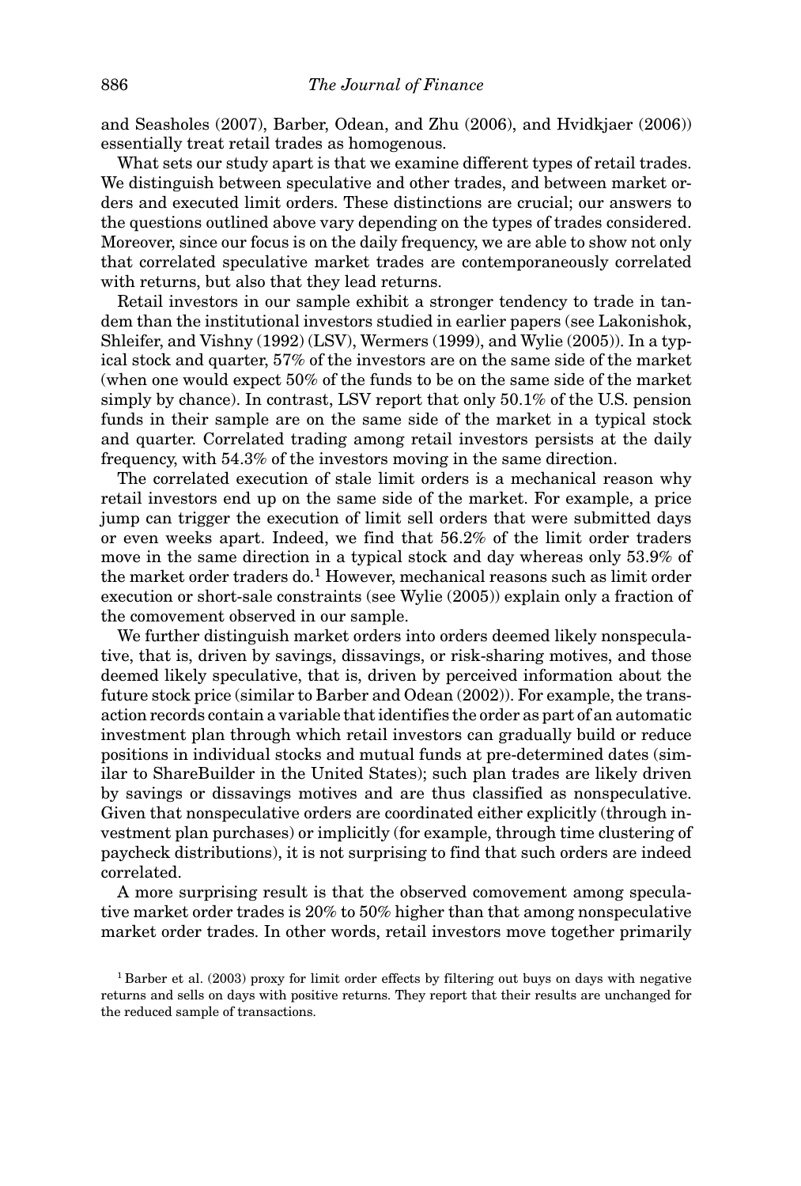and Seasholes (2007), Barber, Odean, and Zhu (2006), and Hvidkjaer (2006)) essentially treat retail trades as homogenous.

What sets our study apart is that we examine different types of retail trades. We distinguish between speculative and other trades, and between market orders and executed limit orders. These distinctions are crucial; our answers to the questions outlined above vary depending on the types of trades considered. Moreover, since our focus is on the daily frequency, we are able to show not only that correlated speculative market trades are contemporaneously correlated with returns, but also that they lead returns.

Retail investors in our sample exhibit a stronger tendency to trade in tandem than the institutional investors studied in earlier papers (see Lakonishok, Shleifer, and Vishny (1992) (LSV), Wermers (1999), and Wylie (2005)). In a typical stock and quarter, 57% of the investors are on the same side of the market (when one would expect 50% of the funds to be on the same side of the market simply by chance). In contrast, LSV report that only 50.1% of the U.S. pension funds in their sample are on the same side of the market in a typical stock and quarter. Correlated trading among retail investors persists at the daily frequency, with 54.3% of the investors moving in the same direction.

The correlated execution of stale limit orders is a mechanical reason why retail investors end up on the same side of the market. For example, a price jump can trigger the execution of limit sell orders that were submitted days or even weeks apart. Indeed, we find that 56.2% of the limit order traders move in the same direction in a typical stock and day whereas only 53.9% of the market order traders do.[1] However, mechanical reasons such as limit order execution or short-sale constraints (see Wylie (2005)) explain only a fraction of the comovement observed in our sample.

We further distinguish market orders into orders deemed likely nonspeculative, that is, driven by savings, dissavings, or risk-sharing motives, and those deemed likely speculative, that is, driven by perceived information about the future stock price (similar to Barber and Odean (2002)). For example, the transaction records contain a variable that identifies the order as part of an automatic investment plan through which retail investors can gradually build or reduce positions in individual stocks and mutual funds at pre-determined dates (similar to ShareBuilder in the United States); such plan trades are likely driven by savings or dissavings motives and are thus classified as nonspeculative. Given that nonspeculative orders are coordinated either explicitly (through investment plan purchases) or implicitly (for example, through time clustering of paycheck distributions), it is not surprising to find that such orders are indeed correlated.

A more surprising result is that the observed comovement among speculative market order trades is 20% to 50% higher than that among nonspeculative market order trades. In other words, retail investors move together primarily

[1] Barber et al. (2003) proxy for limit order effects by filtering out buys on days with negative returns and sells on days with positive returns. They report that their results are unchanged for the reduced sample of transactions.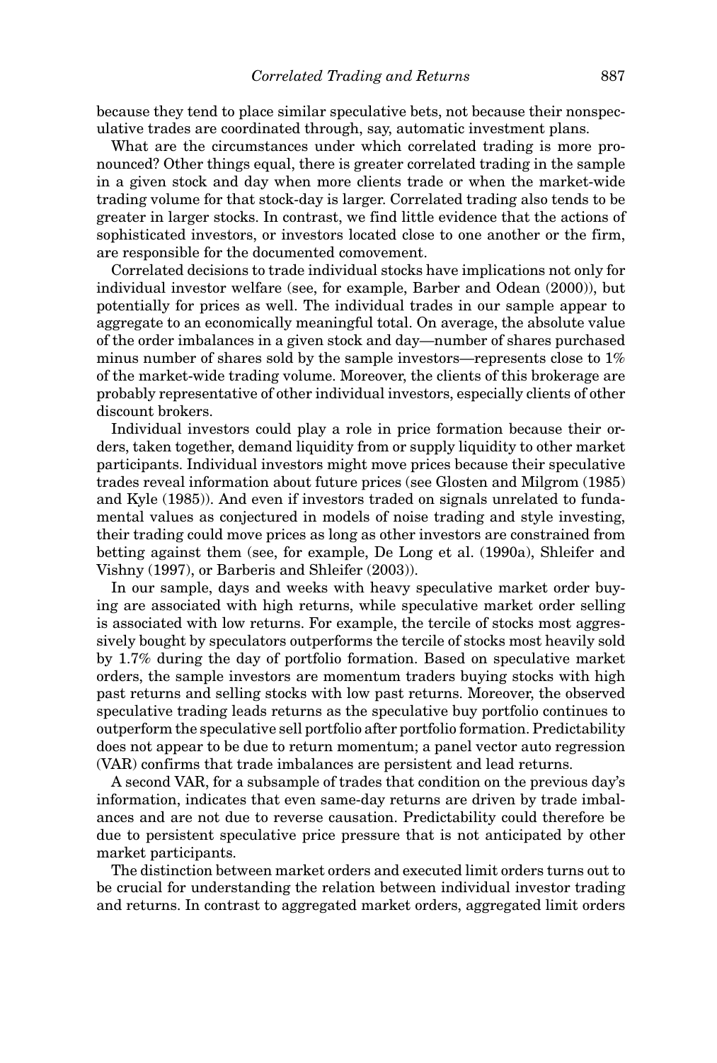because they tend to place similar speculative bets, not because their nonspeculative trades are coordinated through, say, automatic investment plans.

What are the circumstances under which correlated trading is more pronounced? Other things equal, there is greater correlated trading in the sample in a given stock and day when more clients trade or when the market-wide trading volume for that stock-day is larger. Correlated trading also tends to be greater in larger stocks. In contrast, we find little evidence that the actions of sophisticated investors, or investors located close to one another or the firm, are responsible for the documented comovement.

Correlated decisions to trade individual stocks have implications not only for individual investor welfare (see, for example, Barber and Odean (2000)), but potentially for prices as well. The individual trades in our sample appear to aggregate to an economically meaningful total. On average, the absolute value of the order imbalances in a given stock and day—number of shares purchased minus number of shares sold by the sample investors—represents close to 1% of the market-wide trading volume. Moreover, the clients of this brokerage are probably representative of other individual investors, especially clients of other discount brokers.

Individual investors could play a role in price formation because their orders, taken together, demand liquidity from or supply liquidity to other market participants. Individual investors might move prices because their speculative trades reveal information about future prices (see Glosten and Milgrom (1985) and Kyle (1985)). And even if investors traded on signals unrelated to fundamental values as conjectured in models of noise trading and style investing, their trading could move prices as long as other investors are constrained from betting against them (see, for example, De Long et al. (1990a), Shleifer and Vishny (1997), or Barberis and Shleifer (2003)).

In our sample, days and weeks with heavy speculative market order buying are associated with high returns, while speculative market order selling is associated with low returns. For example, the tercile of stocks most aggressively bought by speculators outperforms the tercile of stocks most heavily sold by 1.7% during the day of portfolio formation. Based on speculative market orders, the sample investors are momentum traders buying stocks with high past returns and selling stocks with low past returns. Moreover, the observed speculative trading leads returns as the speculative buy portfolio continues to outperform the speculative sell portfolio after portfolio formation. Predictability does not appear to be due to return momentum; a panel vector auto regression (VAR) confirms that trade imbalances are persistent and lead returns.

A second VAR, for a subsample of trades that condition on the previous day's information, indicates that even same-day returns are driven by trade imbalances and are not due to reverse causation. Predictability could therefore be due to persistent speculative price pressure that is not anticipated by other market participants.

The distinction between market orders and executed limit orders turns out to be crucial for understanding the relation between individual investor trading and returns. In contrast to aggregated market orders, aggregated limit orders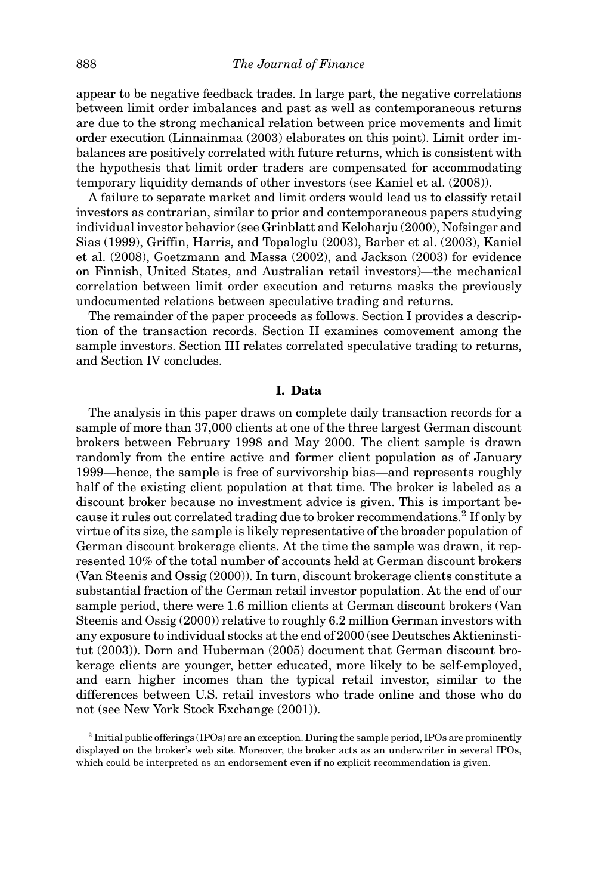appear to be negative feedback trades. In large part, the negative correlations between limit order imbalances and past as well as contemporaneous returns are due to the strong mechanical relation between price movements and limit order execution (Linnainmaa (2003) elaborates on this point). Limit order imbalances are positively correlated with future returns, which is consistent with the hypothesis that limit order traders are compensated for accommodating temporary liquidity demands of other investors (see Kaniel et al. (2008)).

A failure to separate market and limit orders would lead us to classify retail investors as contrarian, similar to prior and contemporaneous papers studying individual investor behavior (see Grinblatt and Keloharju (2000), Nofsinger and Sias (1999), Griffin, Harris, and Topaloglu (2003), Barber et al. (2003), Kaniel et al. (2008), Goetzmann and Massa (2002), and Jackson (2003) for evidence on Finnish, United States, and Australian retail investors)—the mechanical correlation between limit order execution and returns masks the previously undocumented relations between speculative trading and returns.

The remainder of the paper proceeds as follows. Section I provides a description of the transaction records. Section II examines comovement among the sample investors. Section III relates correlated speculative trading to returns, and Section IV concludes.

## I. Data

The analysis in this paper draws on complete daily transaction records for a sample of more than 37,000 clients at one of the three largest German discount brokers between February 1998 and May 2000. The client sample is drawn randomly from the entire active and former client population as of January 1999—hence, the sample is free of survivorship bias—and represents roughly half of the existing client population at that time. The broker is labeled as a discount broker because no investment advice is given. This is important because it rules out correlated trading due to broker recommendations.[2] If only by virtue of its size, the sample is likely representative of the broader population of German discount brokerage clients. At the time the sample was drawn, it represented 10% of the total number of accounts held at German discount brokers (Van Steenis and Ossig (2000)). In turn, discount brokerage clients constitute a substantial fraction of the German retail investor population. At the end of our sample period, there were 1.6 million clients at German discount brokers (Van Steenis and Ossig (2000)) relative to roughly 6.2 million German investors with any exposure to individual stocks at the end of 2000 (see Deutsches Aktieninstitut (2003)). Dorn and Huberman (2005) document that German discount brokerage clients are younger, better educated, more likely to be self-employed, and earn higher incomes than the typical retail investor, similar to the differences between U.S. retail investors who trade online and those who do not (see New York Stock Exchange (2001)).

[2] Initial public offerings (IPOs) are an exception. During the sample period, IPOs are prominently displayed on the broker's web site. Moreover, the broker acts as an underwriter in several IPOs, which could be interpreted as an endorsement even if no explicit recommendation is given.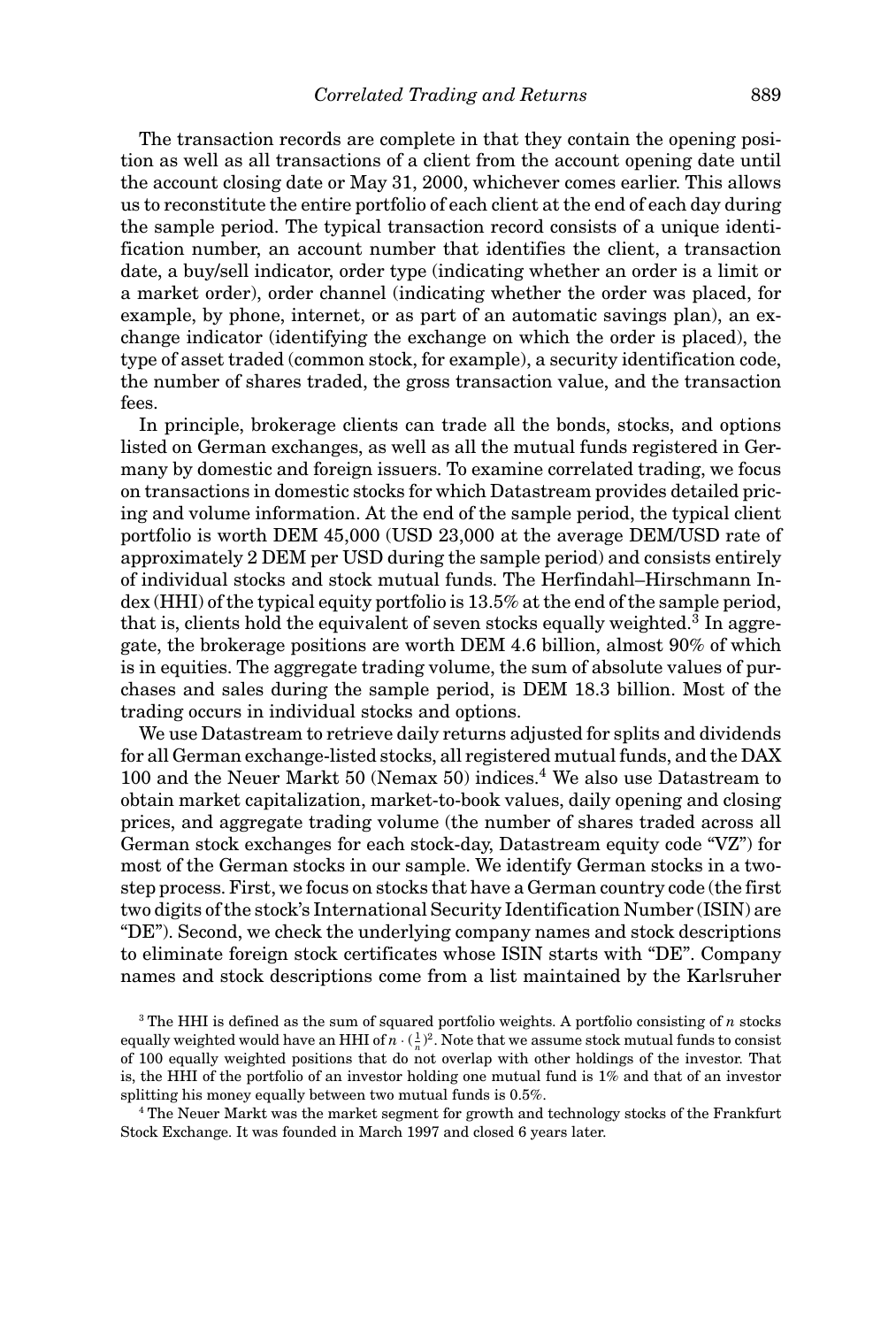The transaction records are complete in that they contain the opening position as well as all transactions of a client from the account opening date until the account closing date or May 31, 2000, whichever comes earlier. This allows us to reconstitute the entire portfolio of each client at the end of each day during the sample period. The typical transaction record consists of a unique identification number, an account number that identifies the client, a transaction date, a buy/sell indicator, order type (indicating whether an order is a limit or a market order), order channel (indicating whether the order was placed, for example, by phone, internet, or as part of an automatic savings plan), an exchange indicator (identifying the exchange on which the order is placed), the type of asset traded (common stock, for example), a security identification code, the number of shares traded, the gross transaction value, and the transaction fees.

In principle, brokerage clients can trade all the bonds, stocks, and options listed on German exchanges, as well as all the mutual funds registered in Germany by domestic and foreign issuers. To examine correlated trading, we focus on transactions in domestic stocks for which Datastream provides detailed pricing and volume information. At the end of the sample period, the typical client portfolio is worth DEM 45,000 (USD 23,000 at the average DEM/USD rate of approximately 2 DEM per USD during the sample period) and consists entirely of individual stocks and stock mutual funds. The Herfindahl–Hirschmann Index (HHI) of the typical equity portfolio is 13.5% at the end of the sample period, that is, clients hold the equivalent of seven stocks equally weighted.[3] In aggregate, the brokerage positions are worth DEM 4.6 billion, almost 90% of which is in equities. The aggregate trading volume, the sum of absolute values of purchases and sales during the sample period, is DEM 18.3 billion. Most of the trading occurs in individual stocks and options.

We use Datastream to retrieve daily returns adjusted for splits and dividends for all German exchange-listed stocks, all registered mutual funds, and the DAX 100 and the Neuer Markt 50 (Nemax 50) indices.[4] We also use Datastream to obtain market capitalization, market-to-book values, daily opening and closing prices, and aggregate trading volume (the number of shares traded across all German stock exchanges for each stock-day, Datastream equity code "VZ") for most of the German stocks in our sample. We identify German stocks in a two-step process. First, we focus on stocks that have a German country code (the first two digits of the stock's International Security Identification Number (ISIN) are "DE"). Second, we check the underlying company names and stock descriptions to eliminate foreign stock certificates whose ISIN starts with "DE". Company names and stock descriptions come from a list maintained by the Karlsruher

[3] The HHI is defined as the sum of squared portfolio weights. A portfolio consisting of $n$ stocks equally weighted would have an HHI of $n \cdot (\frac{1}{n})^2$. Note that we assume stock mutual funds to consist of 100 equally weighted positions that do not overlap with other holdings of the investor. That is, the HHI of the portfolio of an investor holding one mutual fund is 1% and that of an investor splitting his money equally between two mutual funds is 0.5%.

[4] The Neuer Markt was the market segment for growth and technology stocks of the Frankfurt Stock Exchange. It was founded in March 1997 and closed 6 years later.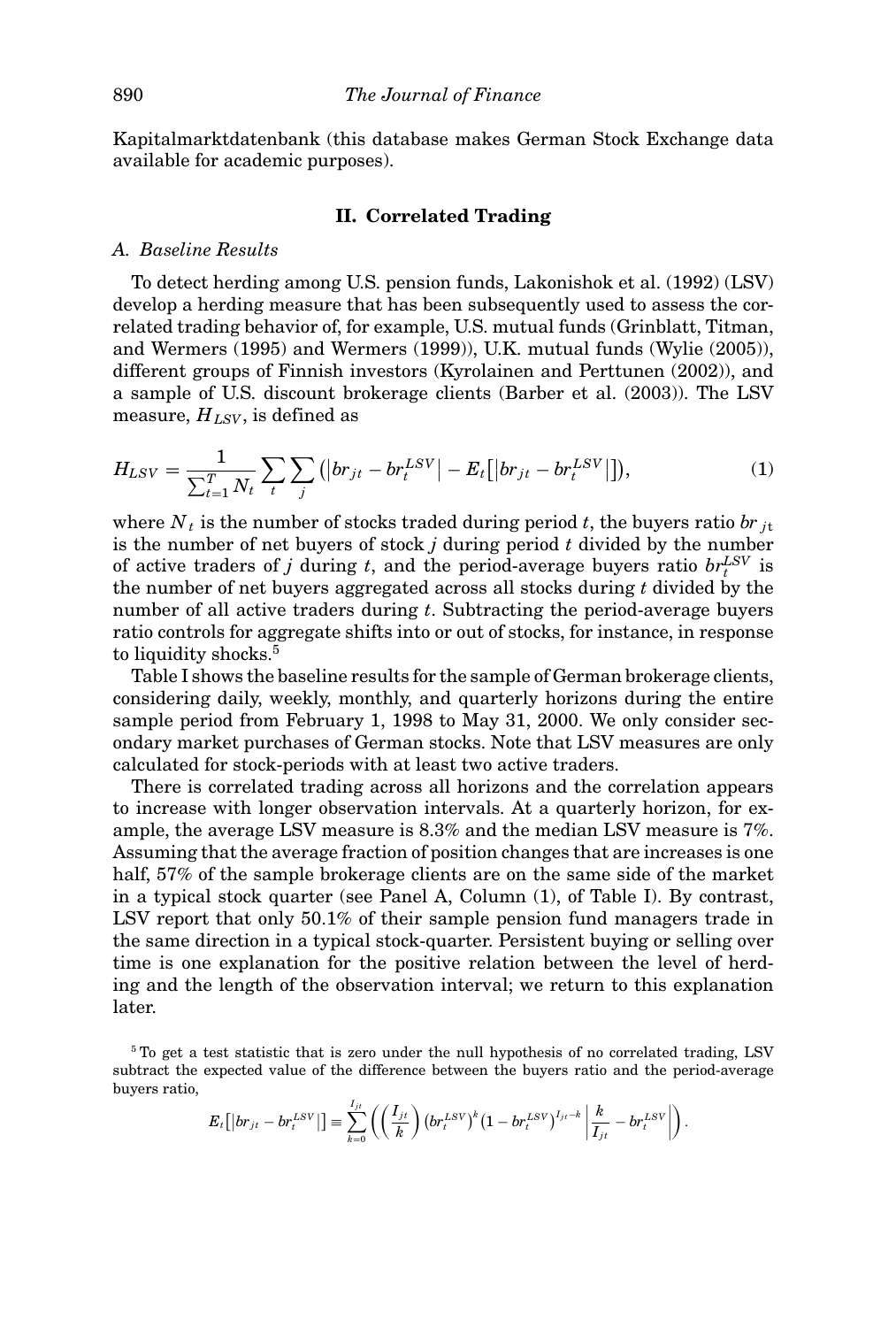Kapitalmarktdatenbank (this database makes German Stock Exchange data available for academic purposes).

## II. Correlated Trading

### A. Baseline Results

To detect herding among U.S. pension funds, Lakonishok et al. (1992) (LSV) develop a herding measure that has been subsequently used to assess the correlated trading behavior of, for example, U.S. mutual funds (Grinblatt, Titman, and Wermers (1995) and Wermers (1999)), U.K. mutual funds (Wylie (2005)), different groups of Finnish investors (Kyrolainen and Perttunen (2002)), and a sample of U.S. discount brokerage clients (Barber et al. (2003)). The LSV measure, $H_{LSV}$, is defined as

$$H_{LSV} = \frac{1}{\sum_{t=1}^{T} N_t} \sum_t \sum_j \left(\left|br_{jt} - br_t^{LSV}\right| - E_t\left[\left|br_{jt} - br_t^{LSV}\right|\right]\right), \tag{1}$$

where $N_t$ is the number of stocks traded during period $t$, the buyers ratio $br_{jt}$ is the number of net buyers of stock $j$ during period $t$ divided by the number of active traders of $j$ during $t$, and the period-average buyers ratio $br_t^{LSV}$ is the number of net buyers aggregated across all stocks during $t$ divided by the number of all active traders during $t$. Subtracting the period-average buyers ratio controls for aggregate shifts into or out of stocks, for instance, in response to liquidity shocks.[5]

Table I shows the baseline results for the sample of German brokerage clients, considering daily, weekly, monthly, and quarterly horizons during the entire sample period from February 1, 1998 to May 31, 2000. We only consider secondary market purchases of German stocks. Note that LSV measures are only calculated for stock-periods with at least two active traders.

There is correlated trading across all horizons and the correlation appears to increase with longer observation intervals. At a quarterly horizon, for example, the average LSV measure is 8.3% and the median LSV measure is 7%. Assuming that the average fraction of position changes that are increases is one half, 57% of the sample brokerage clients are on the same side of the market in a typical stock quarter (see Panel A, Column (1), of Table I). By contrast, LSV report that only 50.1% of their sample pension fund managers trade in the same direction in a typical stock-quarter. Persistent buying or selling over time is one explanation for the positive relation between the level of herding and the length of the observation interval; we return to this explanation later.

[5] To get a test statistic that is zero under the null hypothesis of no correlated trading, LSV subtract the expected value of the difference between the buyers ratio and the period-average buyers ratio,

$$E_t\left[\left|br_{jt} - br_t^{LSV}\right|\right] \equiv \sum_{k=0}^{I_{jt}} \left( \binom{I_{jt}}{k} \left(br_t^{LSV}\right)^k \left(1 - br_t^{LSV}\right)^{I_{jt}-k} \left| \frac{k}{I_{jt}} - br_t^{LSV} \right| \right).$$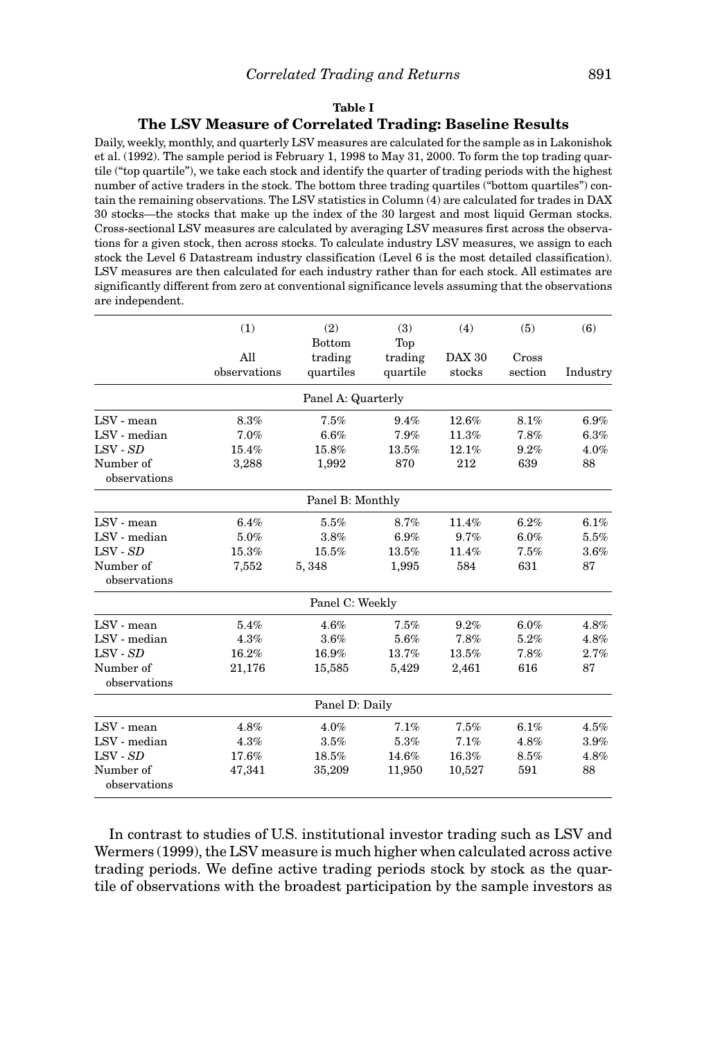**Table I**

**The LSV Measure of Correlated Trading: Baseline Results**

Daily, weekly, monthly, and quarterly LSV measures are calculated for the sample as in Lakonishok et al. (1992). The sample period is February 1, 1998 to May 31, 2000. To form the top trading quartile ("top quartile"), we take each stock and identify the quarter of trading periods with the highest number of active traders in the stock. The bottom three trading quartiles ("bottom quartiles") contain the remaining observations. The LSV statistics in Column (4) are calculated for trades in DAX 30 stocks—the stocks that make up the index of the 30 largest and most liquid German stocks. Cross-sectional LSV measures are calculated by averaging LSV measures first across the observations for a given stock, then across stocks. To calculate industry LSV measures, we assign to each stock the Level 6 Datastream industry classification (Level 6 is the most detailed classification). LSV measures are then calculated for each industry rather than for each stock. All estimates are significantly different from zero at conventional significance levels assuming that the observations are independent.

| | (1) All observations | (2) Bottom trading quartiles | (3) Top trading quartile | (4) DAX 30 stocks | (5) Cross section | (6) Industry |
|---|---|---|---|---|---|---|
| **Panel A: Quarterly** | | | | | | |
| LSV - mean | 8.3% | 7.5% | 9.4% | 12.6% | 8.1% | 6.9% |
| LSV - median | 7.0% | 6.6% | 7.9% | 11.3% | 7.8% | 6.3% |
| LSV - *SD* | 15.4% | 15.8% | 13.5% | 12.1% | 9.2% | 4.0% |
| Number of observations | 3,288 | 1,992 | 870 | 212 | 639 | 88 |
| **Panel B: Monthly** | | | | | | |
| LSV - mean | 6.4% | 5.5% | 8.7% | 11.4% | 6.2% | 6.1% |
| LSV - median | 5.0% | 3.8% | 6.9% | 9.7% | 6.0% | 5.5% |
| LSV - *SD* | 15.3% | 15.5% | 13.5% | 11.4% | 7.5% | 3.6% |
| Number of observations | 7,552 | 5, 348 | 1,995 | 584 | 631 | 87 |
| **Panel C: Weekly** | | | | | | |
| LSV - mean | 5.4% | 4.6% | 7.5% | 9.2% | 6.0% | 4.8% |
| LSV - median | 4.3% | 3.6% | 5.6% | 7.8% | 5.2% | 4.8% |
| LSV - *SD* | 16.2% | 16.9% | 13.7% | 13.5% | 7.8% | 2.7% |
| Number of observations | 21,176 | 15,585 | 5,429 | 2,461 | 616 | 87 |
| **Panel D: Daily** | | | | | | |
| LSV - mean | 4.8% | 4.0% | 7.1% | 7.5% | 6.1% | 4.5% |
| LSV - median | 4.3% | 3.5% | 5.3% | 7.1% | 4.8% | 3.9% |
| LSV - *SD* | 17.6% | 18.5% | 14.6% | 16.3% | 8.5% | 4.8% |
| Number of observations | 47,341 | 35,209 | 11,950 | 10,527 | 591 | 88 |

In contrast to studies of U.S. institutional investor trading such as LSV and Wermers (1999), the LSV measure is much higher when calculated across active trading periods. We define active trading periods stock by stock as the quartile of observations with the broadest participation by the sample investors as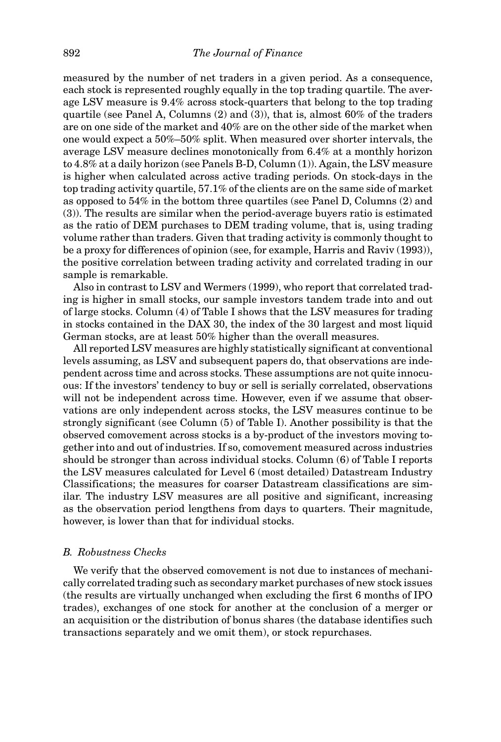measured by the number of net traders in a given period. As a consequence, each stock is represented roughly equally in the top trading quartile. The average LSV measure is 9.4% across stock-quarters that belong to the top trading quartile (see Panel A, Columns (2) and (3)), that is, almost 60% of the traders are on one side of the market and 40% are on the other side of the market when one would expect a 50%–50% split. When measured over shorter intervals, the average LSV measure declines monotonically from 6.4% at a monthly horizon to 4.8% at a daily horizon (see Panels B-D, Column (1)). Again, the LSV measure is higher when calculated across active trading periods. On stock-days in the top trading activity quartile, 57.1% of the clients are on the same side of market as opposed to 54% in the bottom three quartiles (see Panel D, Columns (2) and (3)). The results are similar when the period-average buyers ratio is estimated as the ratio of DEM purchases to DEM trading volume, that is, using trading volume rather than traders. Given that trading activity is commonly thought to be a proxy for differences of opinion (see, for example, Harris and Raviv (1993)), the positive correlation between trading activity and correlated trading in our sample is remarkable.

Also in contrast to LSV and Wermers (1999), who report that correlated trading is higher in small stocks, our sample investors tandem trade into and out of large stocks. Column (4) of Table I shows that the LSV measures for trading in stocks contained in the DAX 30, the index of the 30 largest and most liquid German stocks, are at least 50% higher than the overall measures.

All reported LSV measures are highly statistically significant at conventional levels assuming, as LSV and subsequent papers do, that observations are independent across time and across stocks. These assumptions are not quite innocuous: If the investors' tendency to buy or sell is serially correlated, observations will not be independent across time. However, even if we assume that observations are only independent across stocks, the LSV measures continue to be strongly significant (see Column (5) of Table I). Another possibility is that the observed comovement across stocks is a by-product of the investors moving together into and out of industries. If so, comovement measured across industries should be stronger than across individual stocks. Column (6) of Table I reports the LSV measures calculated for Level 6 (most detailed) Datastream Industry Classifications; the measures for coarser Datastream classifications are similar. The industry LSV measures are all positive and significant, increasing as the observation period lengthens from days to quarters. Their magnitude, however, is lower than that for individual stocks.

### *B. Robustness Checks*

We verify that the observed comovement is not due to instances of mechanically correlated trading such as secondary market purchases of new stock issues (the results are virtually unchanged when excluding the first 6 months of IPO trades), exchanges of one stock for another at the conclusion of a merger or an acquisition or the distribution of bonus shares (the database identifies such transactions separately and we omit them), or stock repurchases.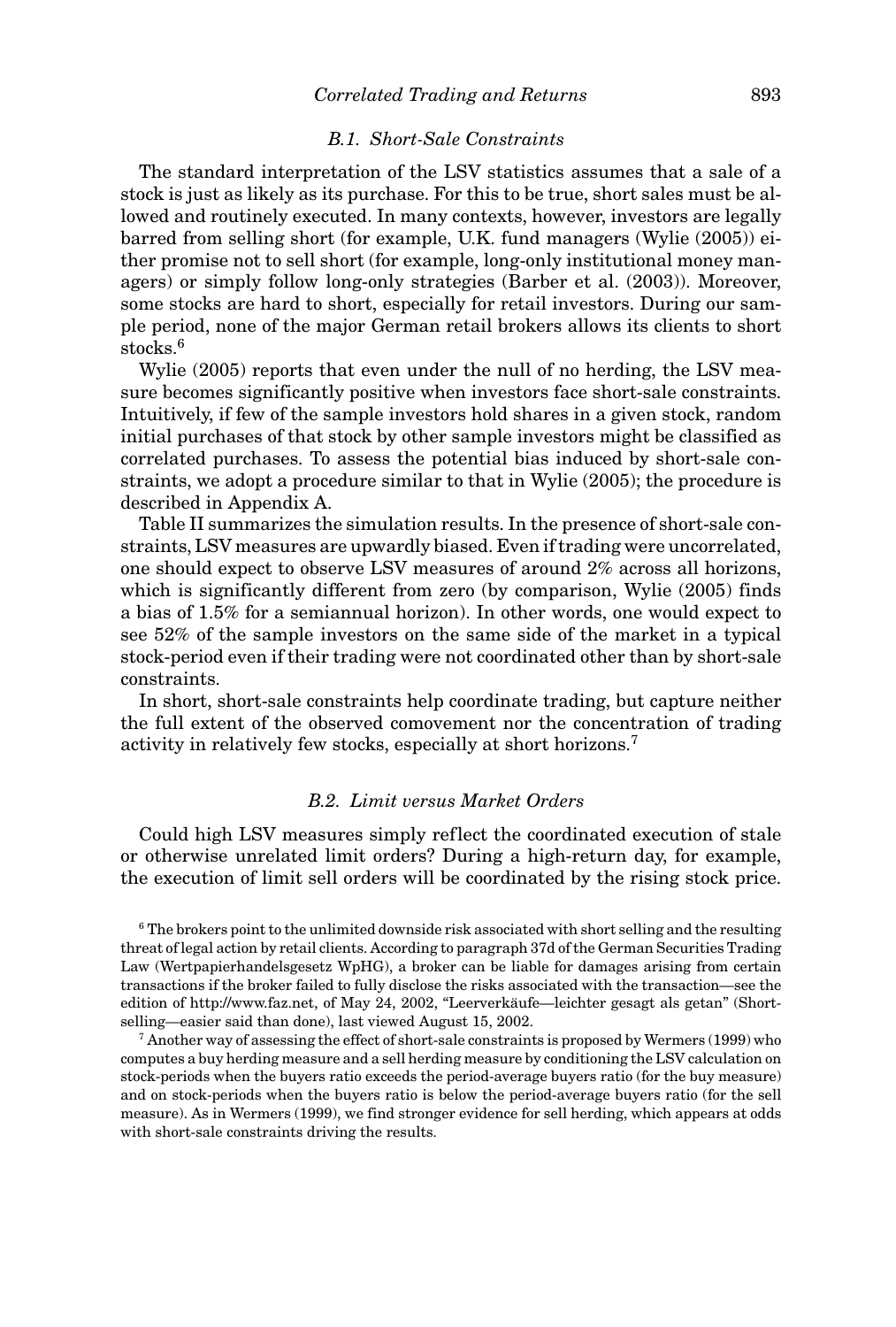### B.1. Short-Sale Constraints

The standard interpretation of the LSV statistics assumes that a sale of a stock is just as likely as its purchase. For this to be true, short sales must be allowed and routinely executed. In many contexts, however, investors are legally barred from selling short (for example, U.K. fund managers (Wylie (2005)) either promise not to sell short (for example, long-only institutional money managers) or simply follow long-only strategies (Barber et al. (2003)). Moreover, some stocks are hard to short, especially for retail investors. During our sample period, none of the major German retail brokers allows its clients to short stocks.[6]

Wylie (2005) reports that even under the null of no herding, the LSV measure becomes significantly positive when investors face short-sale constraints. Intuitively, if few of the sample investors hold shares in a given stock, random initial purchases of that stock by other sample investors might be classified as correlated purchases. To assess the potential bias induced by short-sale constraints, we adopt a procedure similar to that in Wylie (2005); the procedure is described in Appendix A.

Table II summarizes the simulation results. In the presence of short-sale constraints, LSV measures are upwardly biased. Even if trading were uncorrelated, one should expect to observe LSV measures of around 2% across all horizons, which is significantly different from zero (by comparison, Wylie (2005) finds a bias of 1.5% for a semiannual horizon). In other words, one would expect to see 52% of the sample investors on the same side of the market in a typical stock-period even if their trading were not coordinated other than by short-sale constraints.

In short, short-sale constraints help coordinate trading, but capture neither the full extent of the observed comovement nor the concentration of trading activity in relatively few stocks, especially at short horizons.[7]

### B.2. Limit versus Market Orders

Could high LSV measures simply reflect the coordinated execution of stale or otherwise unrelated limit orders? During a high-return day, for example, the execution of limit sell orders will be coordinated by the rising stock price.

[6] The brokers point to the unlimited downside risk associated with short selling and the resulting threat of legal action by retail clients. According to paragraph 37d of the German Securities Trading Law (Wertpapierhandelsgesetz WpHG), a broker can be liable for damages arising from certain transactions if the broker failed to fully disclose the risks associated with the transaction—see the edition of http://www.faz.net, of May 24, 2002, "Leerverkäufe—leichter gesagt als getan" (Short-selling—easier said than done), last viewed August 15, 2002.

[7] Another way of assessing the effect of short-sale constraints is proposed by Wermers (1999) who computes a buy herding measure and a sell herding measure by conditioning the LSV calculation on stock-periods when the buyers ratio exceeds the period-average buyers ratio (for the buy measure) and on stock-periods when the buyers ratio is below the period-average buyers ratio (for the sell measure). As in Wermers (1999), we find stronger evidence for sell herding, which appears at odds with short-sale constraints driving the results.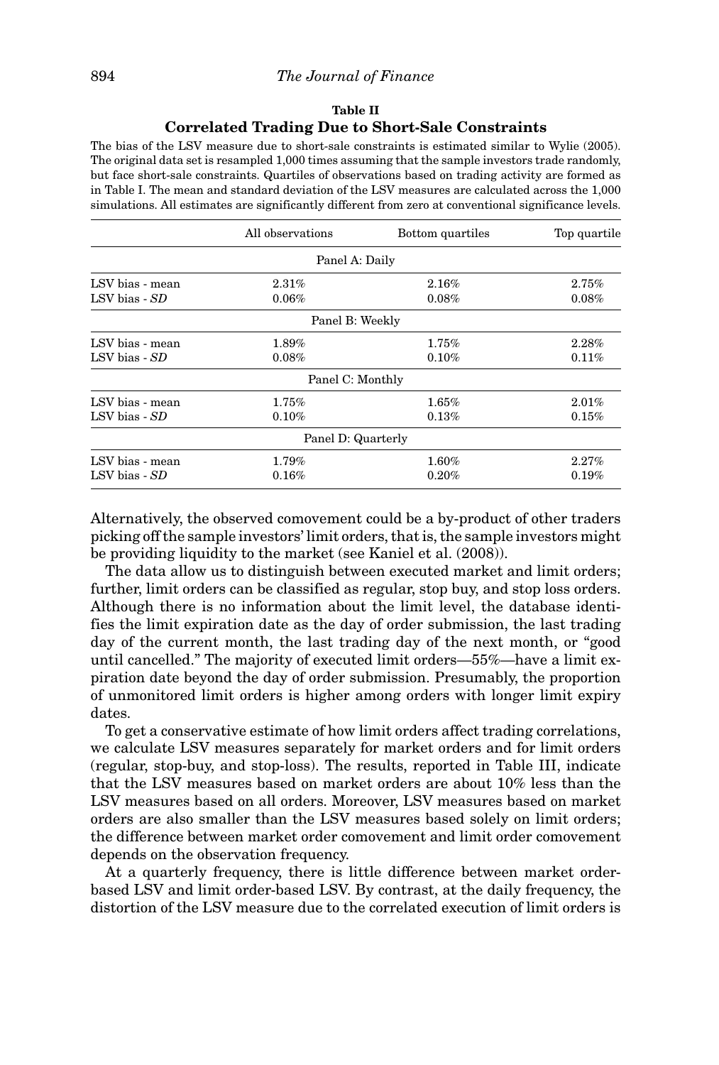**Table II**

**Correlated Trading Due to Short-Sale Constraints**

The bias of the LSV measure due to short-sale constraints is estimated similar to Wylie (2005). The original data set is resampled 1,000 times assuming that the sample investors trade randomly, but face short-sale constraints. Quartiles of observations based on trading activity are formed as in Table I. The mean and standard deviation of the LSV measures are calculated across the 1,000 simulations. All estimates are significantly different from zero at conventional significance levels.

| | All observations | Bottom quartiles | Top quartile |
|---|---|---|---|
| | Panel A: Daily | | |
| LSV bias - mean | 2.31% | 2.16% | 2.75% |
| LSV bias - *SD* | 0.06% | 0.08% | 0.08% |
| | Panel B: Weekly | | |
| LSV bias - mean | 1.89% | 1.75% | 2.28% |
| LSV bias - *SD* | 0.08% | 0.10% | 0.11% |
| | Panel C: Monthly | | |
| LSV bias - mean | 1.75% | 1.65% | 2.01% |
| LSV bias - *SD* | 0.10% | 0.13% | 0.15% |
| | Panel D: Quarterly | | |
| LSV bias - mean | 1.79% | 1.60% | 2.27% |
| LSV bias - *SD* | 0.16% | 0.20% | 0.19% |

Alternatively, the observed comovement could be a by-product of other traders picking off the sample investors' limit orders, that is, the sample investors might be providing liquidity to the market (see Kaniel et al. (2008)).

The data allow us to distinguish between executed market and limit orders; further, limit orders can be classified as regular, stop buy, and stop loss orders. Although there is no information about the limit level, the database identifies the limit expiration date as the day of order submission, the last trading day of the current month, the last trading day of the next month, or "good until cancelled." The majority of executed limit orders—55%—have a limit expiration date beyond the day of order submission. Presumably, the proportion of unmonitored limit orders is higher among orders with longer limit expiry dates.

To get a conservative estimate of how limit orders affect trading correlations, we calculate LSV measures separately for market orders and for limit orders (regular, stop-buy, and stop-loss). The results, reported in Table III, indicate that the LSV measures based on market orders are about 10% less than the LSV measures based on all orders. Moreover, LSV measures based on market orders are also smaller than the LSV measures based solely on limit orders; the difference between market order comovement and limit order comovement depends on the observation frequency.

At a quarterly frequency, there is little difference between market order-based LSV and limit order-based LSV. By contrast, at the daily frequency, the distortion of the LSV measure due to the correlated execution of limit orders is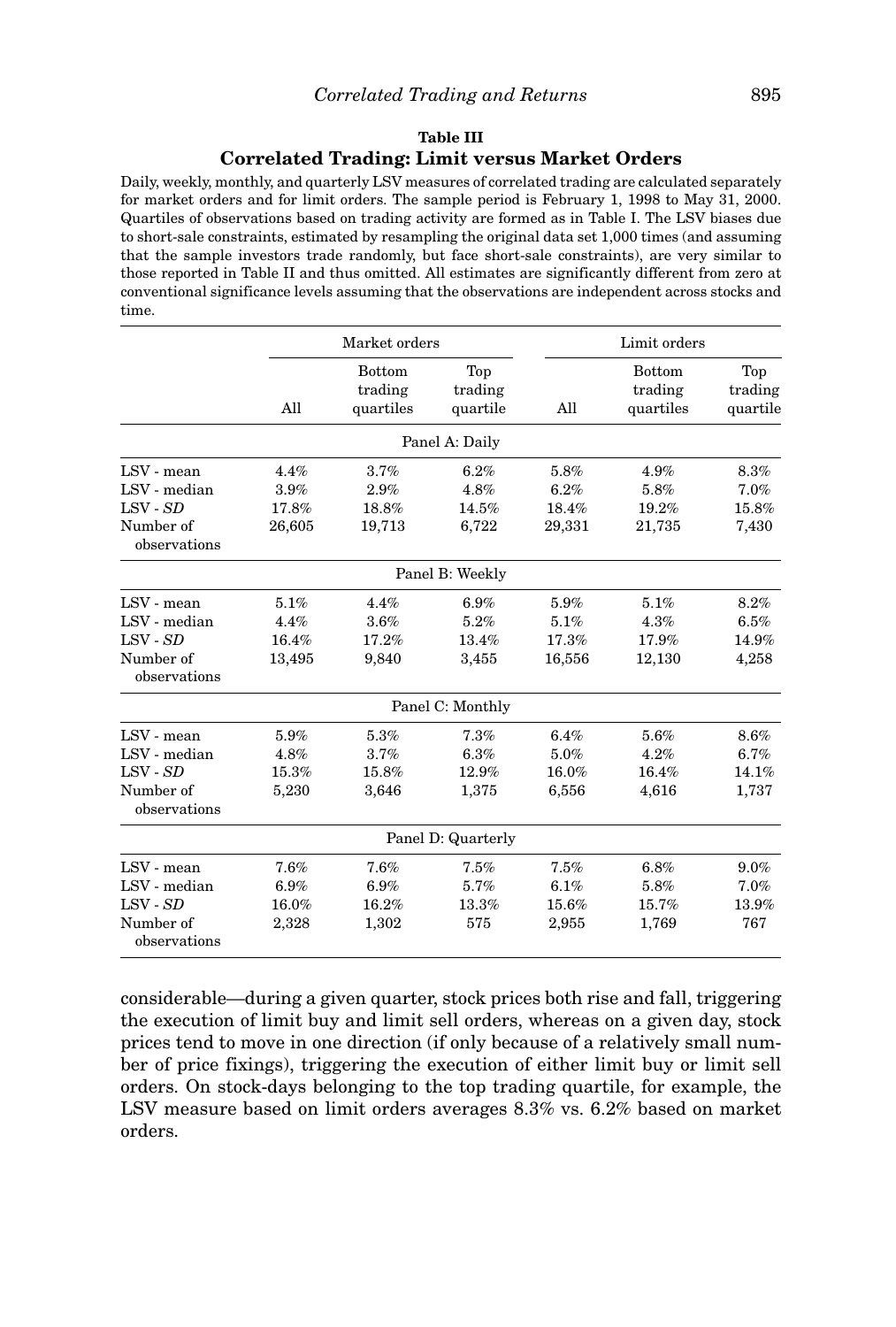**Table III**

**Correlated Trading: Limit versus Market Orders**

Daily, weekly, monthly, and quarterly LSV measures of correlated trading are calculated separately for market orders and for limit orders. The sample period is February 1, 1998 to May 31, 2000. Quartiles of observations based on trading activity are formed as in Table I. The LSV biases due to short-sale constraints, estimated by resampling the original data set 1,000 times (and assuming that the sample investors trade randomly, but face short-sale constraints), are very similar to those reported in Table II and thus omitted. All estimates are significantly different from zero at conventional significance levels assuming that the observations are independent across stocks and time.

| | Market orders | | | Limit orders | | |
|---|---|---|---|---|---|---|
| | All | Bottom trading quartiles | Top trading quartile | All | Bottom trading quartiles | Top trading quartile |
| **Panel A: Daily** | | | | | | |
| LSV - mean | 4.4% | 3.7% | 6.2% | 5.8% | 4.9% | 8.3% |
| LSV - median | 3.9% | 2.9% | 4.8% | 6.2% | 5.8% | 7.0% |
| LSV - *SD* | 17.8% | 18.8% | 14.5% | 18.4% | 19.2% | 15.8% |
| Number of observations | 26,605 | 19,713 | 6,722 | 29,331 | 21,735 | 7,430 |
| **Panel B: Weekly** | | | | | | |
| LSV - mean | 5.1% | 4.4% | 6.9% | 5.9% | 5.1% | 8.2% |
| LSV - median | 4.4% | 3.6% | 5.2% | 5.1% | 4.3% | 6.5% |
| LSV - *SD* | 16.4% | 17.2% | 13.4% | 17.3% | 17.9% | 14.9% |
| Number of observations | 13,495 | 9,840 | 3,455 | 16,556 | 12,130 | 4,258 |
| **Panel C: Monthly** | | | | | | |
| LSV - mean | 5.9% | 5.3% | 7.3% | 6.4% | 5.6% | 8.6% |
| LSV - median | 4.8% | 3.7% | 6.3% | 5.0% | 4.2% | 6.7% |
| LSV - *SD* | 15.3% | 15.8% | 12.9% | 16.0% | 16.4% | 14.1% |
| Number of observations | 5,230 | 3,646 | 1,375 | 6,556 | 4,616 | 1,737 |
| **Panel D: Quarterly** | | | | | | |
| LSV - mean | 7.6% | 7.6% | 7.5% | 7.5% | 6.8% | 9.0% |
| LSV - median | 6.9% | 6.9% | 5.7% | 6.1% | 5.8% | 7.0% |
| LSV - *SD* | 16.0% | 16.2% | 13.3% | 15.6% | 15.7% | 13.9% |
| Number of observations | 2,328 | 1,302 | 575 | 2,955 | 1,769 | 767 |

considerable—during a given quarter, stock prices both rise and fall, triggering the execution of limit buy and limit sell orders, whereas on a given day, stock prices tend to move in one direction (if only because of a relatively small number of price fixings), triggering the execution of either limit buy or limit sell orders. On stock-days belonging to the top trading quartile, for example, the LSV measure based on limit orders averages 8.3% vs. 6.2% based on market orders.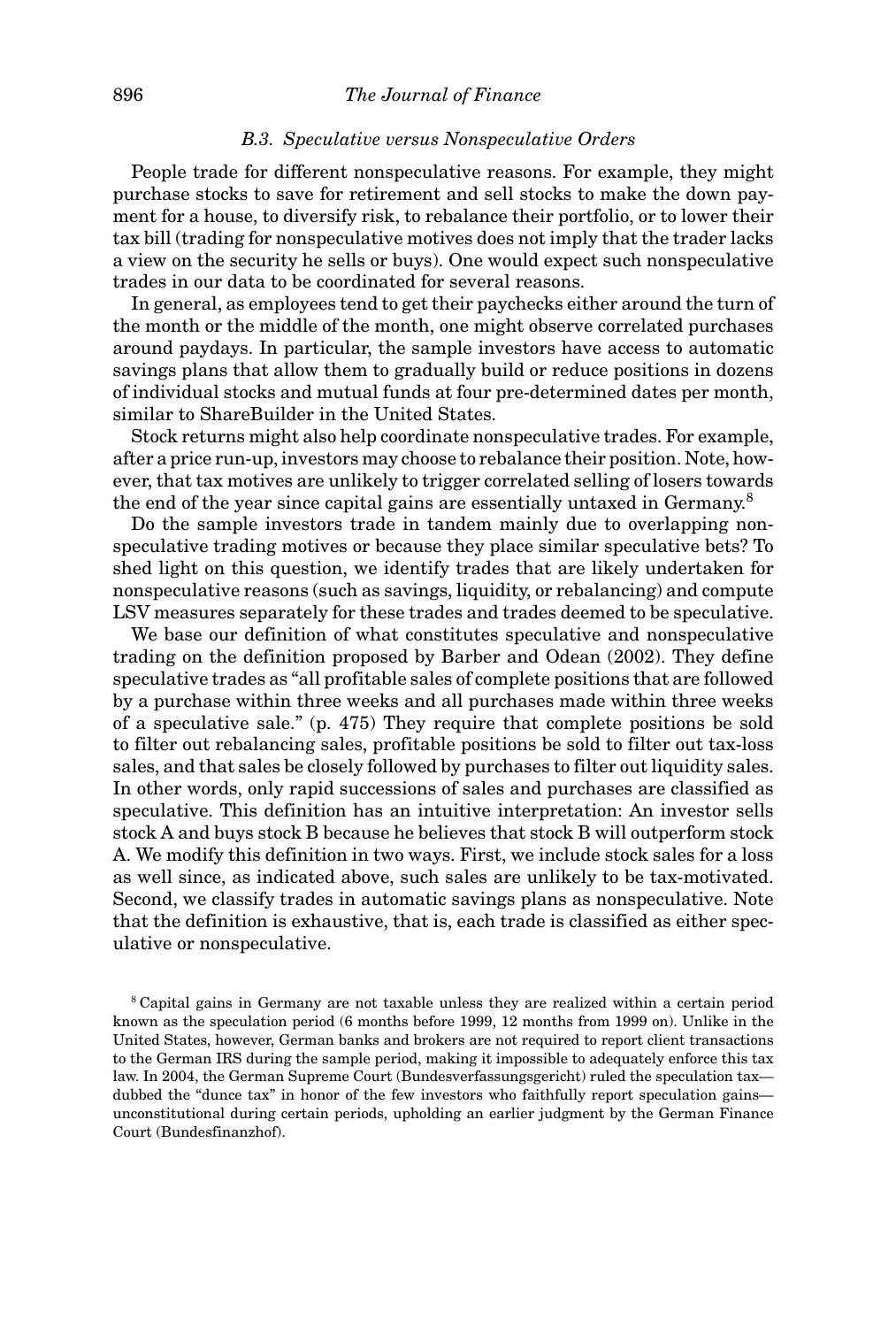### B.3. Speculative versus Nonspeculative Orders

People trade for different nonspeculative reasons. For example, they might purchase stocks to save for retirement and sell stocks to make the down payment for a house, to diversify risk, to rebalance their portfolio, or to lower their tax bill (trading for nonspeculative motives does not imply that the trader lacks a view on the security he sells or buys). One would expect such nonspeculative trades in our data to be coordinated for several reasons.

In general, as employees tend to get their paychecks either around the turn of the month or the middle of the month, one might observe correlated purchases around paydays. In particular, the sample investors have access to automatic savings plans that allow them to gradually build or reduce positions in dozens of individual stocks and mutual funds at four pre-determined dates per month, similar to ShareBuilder in the United States.

Stock returns might also help coordinate nonspeculative trades. For example, after a price run-up, investors may choose to rebalance their position. Note, however, that tax motives are unlikely to trigger correlated selling of losers towards the end of the year since capital gains are essentially untaxed in Germany.[8]

Do the sample investors trade in tandem mainly due to overlapping nonspeculative trading motives or because they place similar speculative bets? To shed light on this question, we identify trades that are likely undertaken for nonspeculative reasons (such as savings, liquidity, or rebalancing) and compute LSV measures separately for these trades and trades deemed to be speculative.

We base our definition of what constitutes speculative and nonspeculative trading on the definition proposed by Barber and Odean (2002). They define speculative trades as "all profitable sales of complete positions that are followed by a purchase within three weeks and all purchases made within three weeks of a speculative sale." (p. 475) They require that complete positions be sold to filter out rebalancing sales, profitable positions be sold to filter out tax-loss sales, and that sales be closely followed by purchases to filter out liquidity sales. In other words, only rapid successions of sales and purchases are classified as speculative. This definition has an intuitive interpretation: An investor sells stock A and buys stock B because he believes that stock B will outperform stock A. We modify this definition in two ways. First, we include stock sales for a loss as well since, as indicated above, such sales are unlikely to be tax-motivated. Second, we classify trades in automatic savings plans as nonspeculative. Note that the definition is exhaustive, that is, each trade is classified as either speculative or nonspeculative.

[8] Capital gains in Germany are not taxable unless they are realized within a certain period known as the speculation period (6 months before 1999, 12 months from 1999 on). Unlike in the United States, however, German banks and brokers are not required to report client transactions to the German IRS during the sample period, making it impossible to adequately enforce this tax law. In 2004, the German Supreme Court (Bundesverfassungsgericht) ruled the speculation tax—dubbed the "dunce tax" in honor of the few investors who faithfully report speculation gains—unconstitutional during certain periods, upholding an earlier judgment by the German Finance Court (Bundesfinanzhof).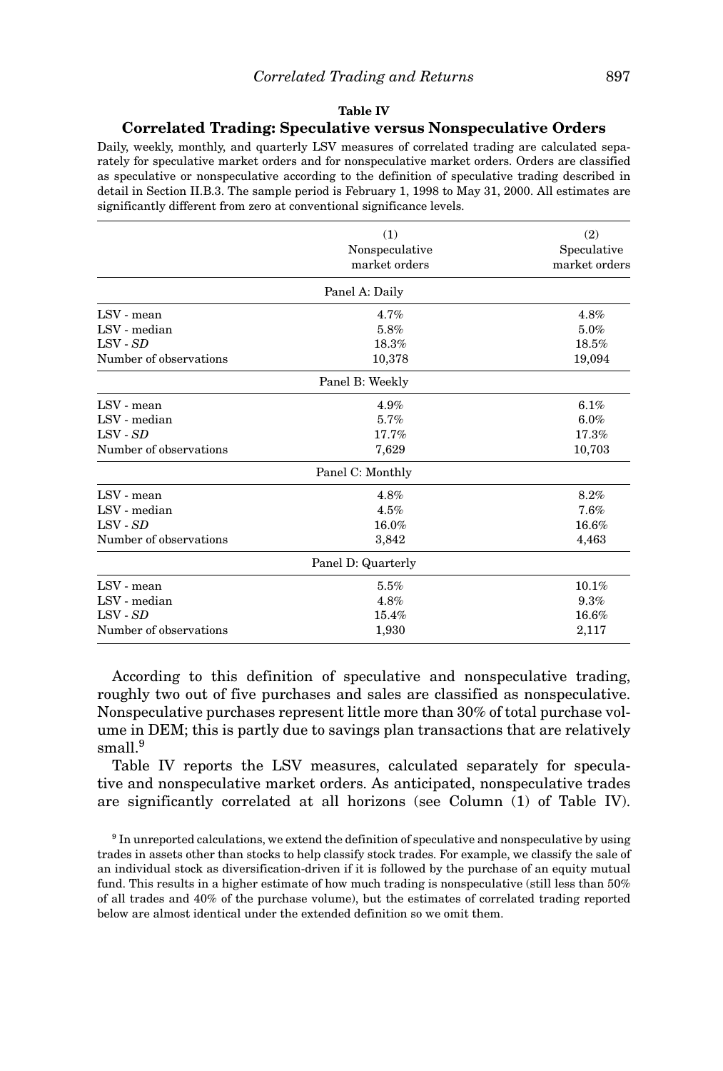**Table IV**

**Correlated Trading: Speculative versus Nonspeculative Orders**

Daily, weekly, monthly, and quarterly LSV measures of correlated trading are calculated separately for speculative market orders and for nonspeculative market orders. Orders are classified as speculative or nonspeculative according to the definition of speculative trading described in detail in Section II.B.3. The sample period is February 1, 1998 to May 31, 2000. All estimates are significantly different from zero at conventional significance levels.

| | (1) Nonspeculative market orders | (2) Speculative market orders |
|---|---|---|
| **Panel A: Daily** | | |
| LSV - mean | 4.7% | 4.8% |
| LSV - median | 5.8% | 5.0% |
| LSV - *SD* | 18.3% | 18.5% |
| Number of observations | 10,378 | 19,094 |
| **Panel B: Weekly** | | |
| LSV - mean | 4.9% | 6.1% |
| LSV - median | 5.7% | 6.0% |
| LSV - *SD* | 17.7% | 17.3% |
| Number of observations | 7,629 | 10,703 |
| **Panel C: Monthly** | | |
| LSV - mean | 4.8% | 8.2% |
| LSV - median | 4.5% | 7.6% |
| LSV - *SD* | 16.0% | 16.6% |
| Number of observations | 3,842 | 4,463 |
| **Panel D: Quarterly** | | |
| LSV - mean | 5.5% | 10.1% |
| LSV - median | 4.8% | 9.3% |
| LSV - *SD* | 15.4% | 16.6% |
| Number of observations | 1,930 | 2,117 |

According to this definition of speculative and nonspeculative trading, roughly two out of five purchases and sales are classified as nonspeculative. Nonspeculative purchases represent little more than 30% of total purchase volume in DEM; this is partly due to savings plan transactions that are relatively small.[9]

Table IV reports the LSV measures, calculated separately for speculative and nonspeculative market orders. As anticipated, nonspeculative trades are significantly correlated at all horizons (see Column (1) of Table IV).

[9] In unreported calculations, we extend the definition of speculative and nonspeculative by using trades in assets other than stocks to help classify stock trades. For example, we classify the sale of an individual stock as diversification-driven if it is followed by the purchase of an equity mutual fund. This results in a higher estimate of how much trading is nonspeculative (still less than 50% of all trades and 40% of the purchase volume), but the estimates of correlated trading reported below are almost identical under the extended definition so we omit them.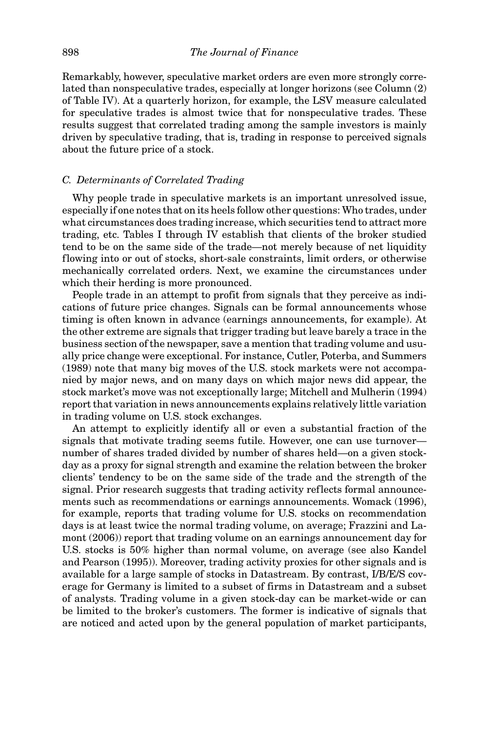Remarkably, however, speculative market orders are even more strongly correlated than nonspeculative trades, especially at longer horizons (see Column (2) of Table IV). At a quarterly horizon, for example, the LSV measure calculated for speculative trades is almost twice that for nonspeculative trades. These results suggest that correlated trading among the sample investors is mainly driven by speculative trading, that is, trading in response to perceived signals about the future price of a stock.

### *C. Determinants of Correlated Trading*

Why people trade in speculative markets is an important unresolved issue, especially if one notes that on its heels follow other questions: Who trades, under what circumstances does trading increase, which securities tend to attract more trading, etc. Tables I through IV establish that clients of the broker studied tend to be on the same side of the trade—not merely because of net liquidity flowing into or out of stocks, short-sale constraints, limit orders, or otherwise mechanically correlated orders. Next, we examine the circumstances under which their herding is more pronounced.

People trade in an attempt to profit from signals that they perceive as indications of future price changes. Signals can be formal announcements whose timing is often known in advance (earnings announcements, for example). At the other extreme are signals that trigger trading but leave barely a trace in the business section of the newspaper, save a mention that trading volume and usually price change were exceptional. For instance, Cutler, Poterba, and Summers (1989) note that many big moves of the U.S. stock markets were not accompanied by major news, and on many days on which major news did appear, the stock market's move was not exceptionally large; Mitchell and Mulherin (1994) report that variation in news announcements explains relatively little variation in trading volume on U.S. stock exchanges.

An attempt to explicitly identify all or even a substantial fraction of the signals that motivate trading seems futile. However, one can use turnover—number of shares traded divided by number of shares held—on a given stock-day as a proxy for signal strength and examine the relation between the broker clients' tendency to be on the same side of the trade and the strength of the signal. Prior research suggests that trading activity reflects formal announcements such as recommendations or earnings announcements. Womack (1996), for example, reports that trading volume for U.S. stocks on recommendation days is at least twice the normal trading volume, on average; Frazzini and Lamont (2006)) report that trading volume on an earnings announcement day for U.S. stocks is 50% higher than normal volume, on average (see also Kandel and Pearson (1995)). Moreover, trading activity proxies for other signals and is available for a large sample of stocks in Datastream. By contrast, I/B/E/S coverage for Germany is limited to a subset of firms in Datastream and a subset of analysts. Trading volume in a given stock-day can be market-wide or can be limited to the broker's customers. The former is indicative of signals that are noticed and acted upon by the general population of market participants,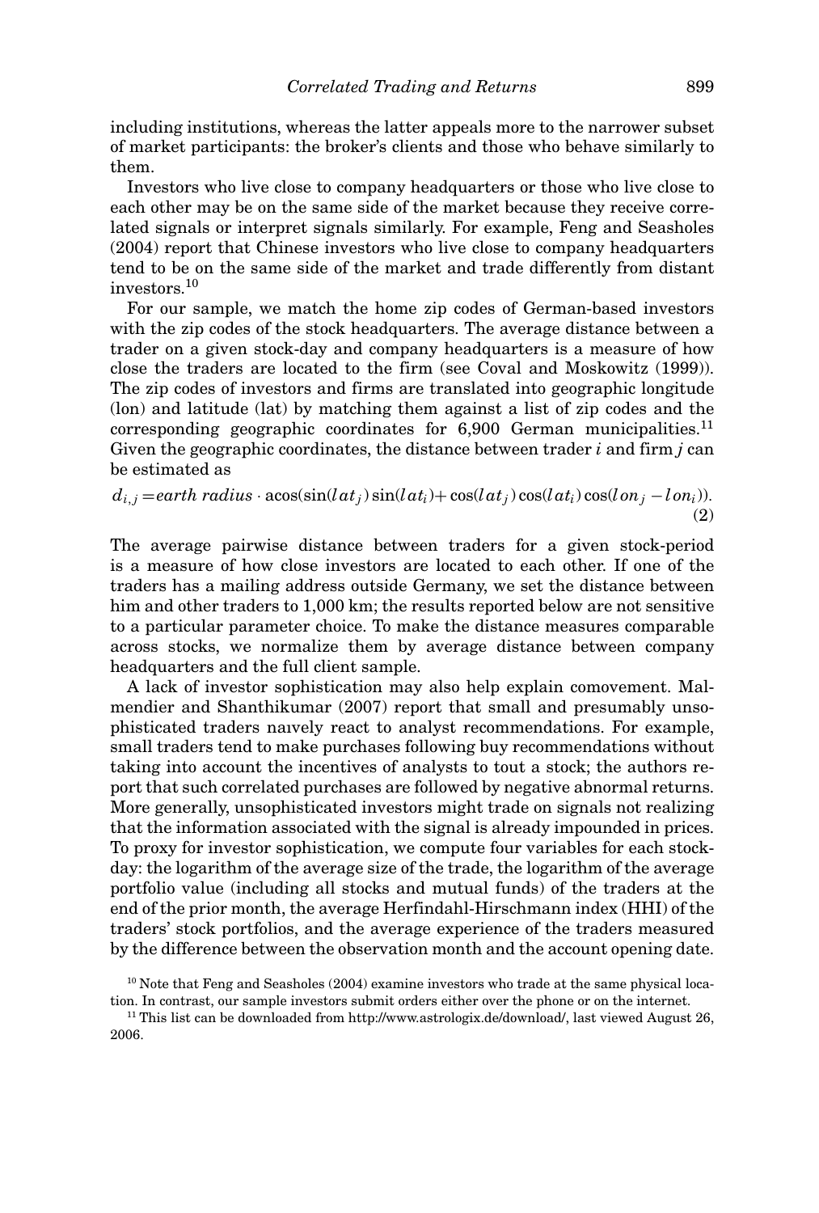including institutions, whereas the latter appeals more to the narrower subset of market participants: the broker's clients and those who behave similarly to them.

Investors who live close to company headquarters or those who live close to each other may be on the same side of the market because they receive correlated signals or interpret signals similarly. For example, Feng and Seasholes (2004) report that Chinese investors who live close to company headquarters tend to be on the same side of the market and trade differently from distant investors.[10]

For our sample, we match the home zip codes of German-based investors with the zip codes of the stock headquarters. The average distance between a trader on a given stock-day and company headquarters is a measure of how close the traders are located to the firm (see Coval and Moskowitz (1999)). The zip codes of investors and firms are translated into geographic longitude (lon) and latitude (lat) by matching them against a list of zip codes and the corresponding geographic coordinates for 6,900 German municipalities.[11] Given the geographic coordinates, the distance between trader $i$ and firm $j$ can be estimated as

$$d_{i,j} = earth\ radius \cdot \text{acos}(\sin(lat_j)\sin(lat_i) + \cos(lat_j)\cos(lat_i)\cos(lon_j - lon_i)). \quad (2)$$

The average pairwise distance between traders for a given stock-period is a measure of how close investors are located to each other. If one of the traders has a mailing address outside Germany, we set the distance between him and other traders to 1,000 km; the results reported below are not sensitive to a particular parameter choice. To make the distance measures comparable across stocks, we normalize them by average distance between company headquarters and the full client sample.

A lack of investor sophistication may also help explain comovement. Malmendier and Shanthikumar (2007) report that small and presumably unsophisticated traders naıvely react to analyst recommendations. For example, small traders tend to make purchases following buy recommendations without taking into account the incentives of analysts to tout a stock; the authors report that such correlated purchases are followed by negative abnormal returns. More generally, unsophisticated investors might trade on signals not realizing that the information associated with the signal is already impounded in prices. To proxy for investor sophistication, we compute four variables for each stock-day: the logarithm of the average size of the trade, the logarithm of the average portfolio value (including all stocks and mutual funds) of the traders at the end of the prior month, the average Herfindahl-Hirschmann index (HHI) of the traders' stock portfolios, and the average experience of the traders measured by the difference between the observation month and the account opening date.

[10] Note that Feng and Seasholes (2004) examine investors who trade at the same physical location. In contrast, our sample investors submit orders either over the phone or on the internet.

[11] This list can be downloaded from http://www.astrologix.de/download/, last viewed August 26, 2006.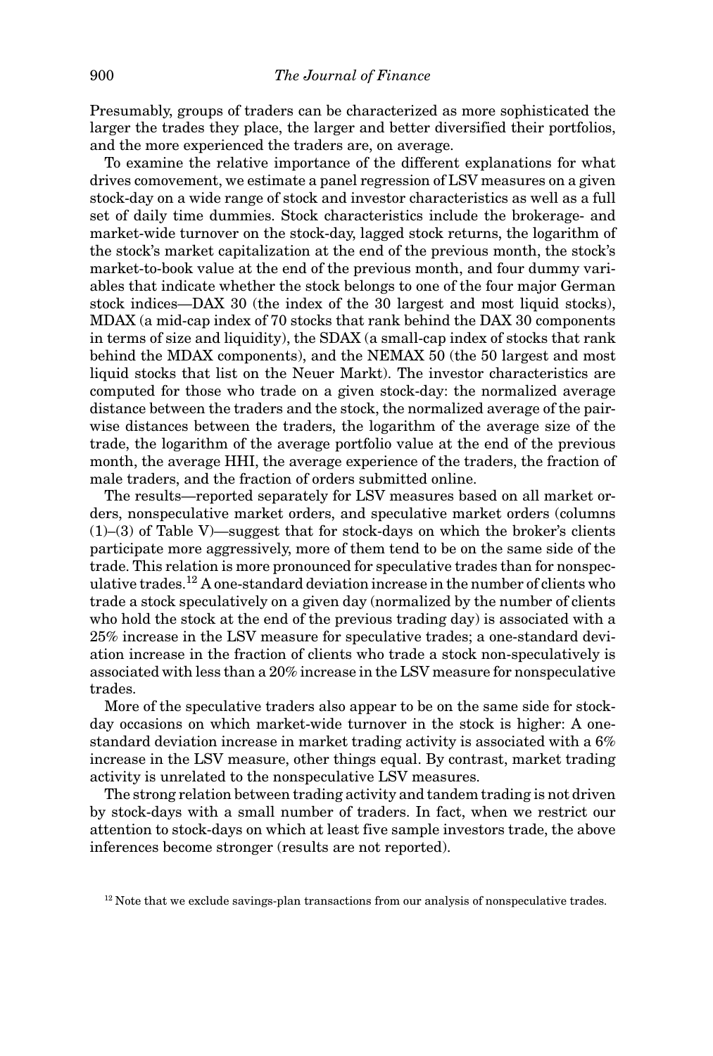Presumably, groups of traders can be characterized as more sophisticated the larger the trades they place, the larger and better diversified their portfolios, and the more experienced the traders are, on average.

To examine the relative importance of the different explanations for what drives comovement, we estimate a panel regression of LSV measures on a given stock-day on a wide range of stock and investor characteristics as well as a full set of daily time dummies. Stock characteristics include the brokerage- and market-wide turnover on the stock-day, lagged stock returns, the logarithm of the stock's market capitalization at the end of the previous month, the stock's market-to-book value at the end of the previous month, and four dummy variables that indicate whether the stock belongs to one of the four major German stock indices—DAX 30 (the index of the 30 largest and most liquid stocks), MDAX (a mid-cap index of 70 stocks that rank behind the DAX 30 components in terms of size and liquidity), the SDAX (a small-cap index of stocks that rank behind the MDAX components), and the NEMAX 50 (the 50 largest and most liquid stocks that list on the Neuer Markt). The investor characteristics are computed for those who trade on a given stock-day: the normalized average distance between the traders and the stock, the normalized average of the pairwise distances between the traders, the logarithm of the average size of the trade, the logarithm of the average portfolio value at the end of the previous month, the average HHI, the average experience of the traders, the fraction of male traders, and the fraction of orders submitted online.

The results—reported separately for LSV measures based on all market orders, nonspeculative market orders, and speculative market orders (columns (1)–(3) of Table V)—suggest that for stock-days on which the broker's clients participate more aggressively, more of them tend to be on the same side of the trade. This relation is more pronounced for speculative trades than for nonspeculative trades.[12] A one-standard deviation increase in the number of clients who trade a stock speculatively on a given day (normalized by the number of clients who hold the stock at the end of the previous trading day) is associated with a 25% increase in the LSV measure for speculative trades; a one-standard deviation increase in the fraction of clients who trade a stock non-speculatively is associated with less than a 20% increase in the LSV measure for nonspeculative trades.

More of the speculative traders also appear to be on the same side for stock-day occasions on which market-wide turnover in the stock is higher: A one-standard deviation increase in market trading activity is associated with a 6% increase in the LSV measure, other things equal. By contrast, market trading activity is unrelated to the nonspeculative LSV measures.

The strong relation between trading activity and tandem trading is not driven by stock-days with a small number of traders. In fact, when we restrict our attention to stock-days on which at least five sample investors trade, the above inferences become stronger (results are not reported).

[12] Note that we exclude savings-plan transactions from our analysis of nonspeculative trades.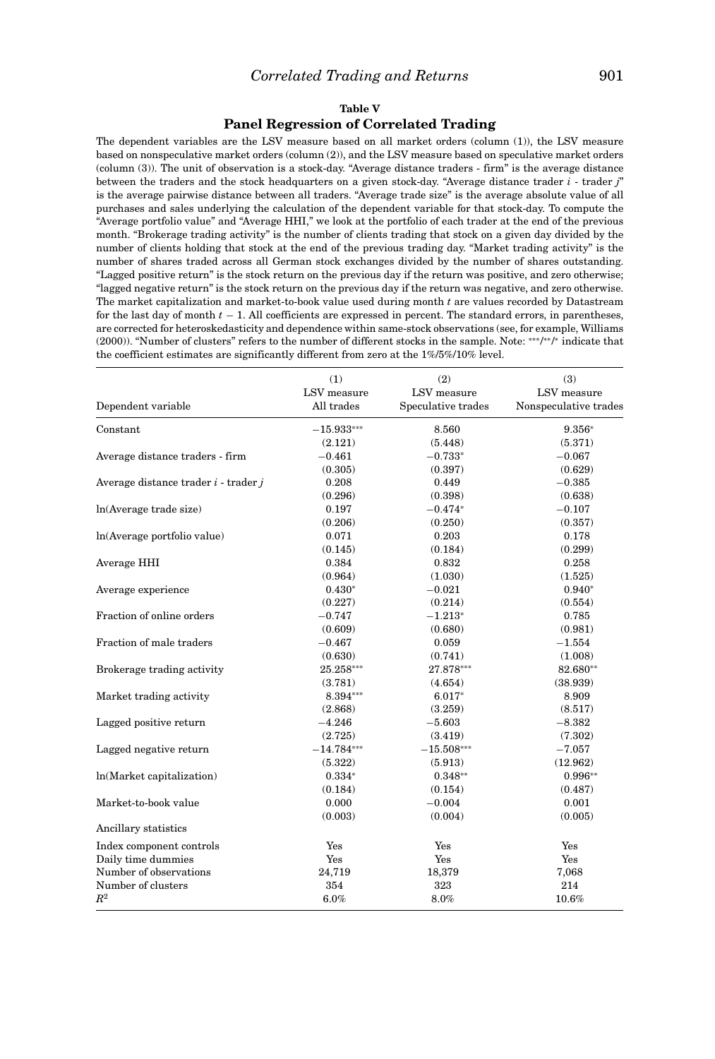**Table V**

**Panel Regression of Correlated Trading**

The dependent variables are the LSV measure based on all market orders (column (1)), the LSV measure based on nonspeculative market orders (column (2)), and the LSV measure based on speculative market orders (column (3)). The unit of observation is a stock-day. "Average distance traders - firm" is the average distance between the traders and the stock headquarters on a given stock-day. "Average distance trader $i$ - trader $j$" is the average pairwise distance between all traders. "Average trade size" is the average absolute value of all purchases and sales underlying the calculation of the dependent variable for that stock-day. To compute the "Average portfolio value" and "Average HHI," we look at the portfolio of each trader at the end of the previous month. "Brokerage trading activity" is the number of clients trading that stock on a given day divided by the number of clients holding that stock at the end of the previous trading day. "Market trading activity" is the number of shares traded across all German stock exchanges divided by the number of shares outstanding. "Lagged positive return" is the stock return on the previous day if the return was positive, and zero otherwise; "lagged negative return" is the stock return on the previous day if the return was negative, and zero otherwise. The market capitalization and market-to-book value used during month $t$ are values recorded by Datastream for the last day of month $t-1$. All coefficients are expressed in percent. The standard errors, in parentheses, are corrected for heteroskedasticity and dependence within same-stock observations (see, for example, Williams (2000)). "Number of clusters" refers to the number of different stocks in the sample. Note: ***/**/* indicate that the coefficient estimates are significantly different from zero at the 1%/5%/10% level.

| Dependent variable | (1) LSV measure All trades | (2) LSV measure Speculative trades | (3) LSV measure Nonspeculative trades |
|---|---|---|---|
| Constant | −15.933*** | 8.560 | 9.356* |
| | (2.121) | (5.448) | (5.371) |
| Average distance traders - firm | −0.461 | −0.733* | −0.067 |
| | (0.305) | (0.397) | (0.629) |
| Average distance trader $i$ - trader $j$ | 0.208 | 0.449 | −0.385 |
| | (0.296) | (0.398) | (0.638) |
| ln(Average trade size) | 0.197 | −0.474* | −0.107 |
| | (0.206) | (0.250) | (0.357) |
| ln(Average portfolio value) | 0.071 | 0.203 | 0.178 |
| | (0.145) | (0.184) | (0.299) |
| Average HHI | 0.384 | 0.832 | 0.258 |
| | (0.964) | (1.030) | (1.525) |
| Average experience | 0.430* | −0.021 | 0.940* |
| | (0.227) | (0.214) | (0.554) |
| Fraction of online orders | −0.747 | −1.213* | 0.785 |
| | (0.609) | (0.680) | (0.981) |
| Fraction of male traders | −0.467 | 0.059 | −1.554 |
| | (0.630) | (0.741) | (1.008) |
| Brokerage trading activity | 25.258*** | 27.878*** | 82.680** |
| | (3.781) | (4.654) | (38.939) |
| Market trading activity | 8.394*** | 6.017* | 8.909 |
| | (2.868) | (3.259) | (8.517) |
| Lagged positive return | −4.246 | −5.603 | −8.382 |
| | (2.725) | (3.419) | (7.302) |
| Lagged negative return | −14.784*** | −15.508*** | −7.057 |
| | (5.322) | (5.913) | (12.962) |
| ln(Market capitalization) | 0.334* | 0.348** | 0.996** |
| | (0.184) | (0.154) | (0.487) |
| Market-to-book value | 0.000 | −0.004 | 0.001 |
| | (0.003) | (0.004) | (0.005) |
| Ancillary statistics | | | |
| Index component controls | Yes | Yes | Yes |
| Daily time dummies | Yes | Yes | Yes |
| Number of observations | 24,719 | 18,379 | 7,068 |
| Number of clusters | 354 | 323 | 214 |
| $R^2$ | 6.0% | 8.0% | 10.6% |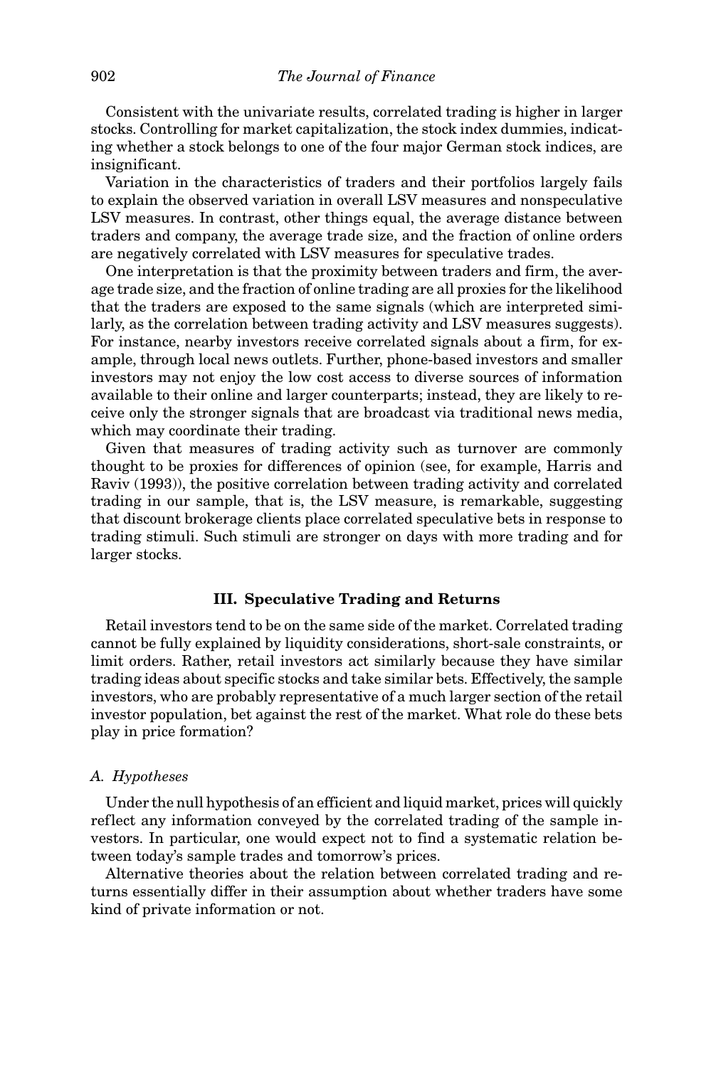Consistent with the univariate results, correlated trading is higher in larger stocks. Controlling for market capitalization, the stock index dummies, indicating whether a stock belongs to one of the four major German stock indices, are insignificant.

Variation in the characteristics of traders and their portfolios largely fails to explain the observed variation in overall LSV measures and nonspeculative LSV measures. In contrast, other things equal, the average distance between traders and company, the average trade size, and the fraction of online orders are negatively correlated with LSV measures for speculative trades.

One interpretation is that the proximity between traders and firm, the average trade size, and the fraction of online trading are all proxies for the likelihood that the traders are exposed to the same signals (which are interpreted similarly, as the correlation between trading activity and LSV measures suggests). For instance, nearby investors receive correlated signals about a firm, for example, through local news outlets. Further, phone-based investors and smaller investors may not enjoy the low cost access to diverse sources of information available to their online and larger counterparts; instead, they are likely to receive only the stronger signals that are broadcast via traditional news media, which may coordinate their trading.

Given that measures of trading activity such as turnover are commonly thought to be proxies for differences of opinion (see, for example, Harris and Raviv (1993)), the positive correlation between trading activity and correlated trading in our sample, that is, the LSV measure, is remarkable, suggesting that discount brokerage clients place correlated speculative bets in response to trading stimuli. Such stimuli are stronger on days with more trading and for larger stocks.

## III. Speculative Trading and Returns

Retail investors tend to be on the same side of the market. Correlated trading cannot be fully explained by liquidity considerations, short-sale constraints, or limit orders. Rather, retail investors act similarly because they have similar trading ideas about specific stocks and take similar bets. Effectively, the sample investors, who are probably representative of a much larger section of the retail investor population, bet against the rest of the market. What role do these bets play in price formation?

### *A. Hypotheses*

Under the null hypothesis of an efficient and liquid market, prices will quickly reflect any information conveyed by the correlated trading of the sample investors. In particular, one would expect not to find a systematic relation between today's sample trades and tomorrow's prices.

Alternative theories about the relation between correlated trading and returns essentially differ in their assumption about whether traders have some kind of private information or not.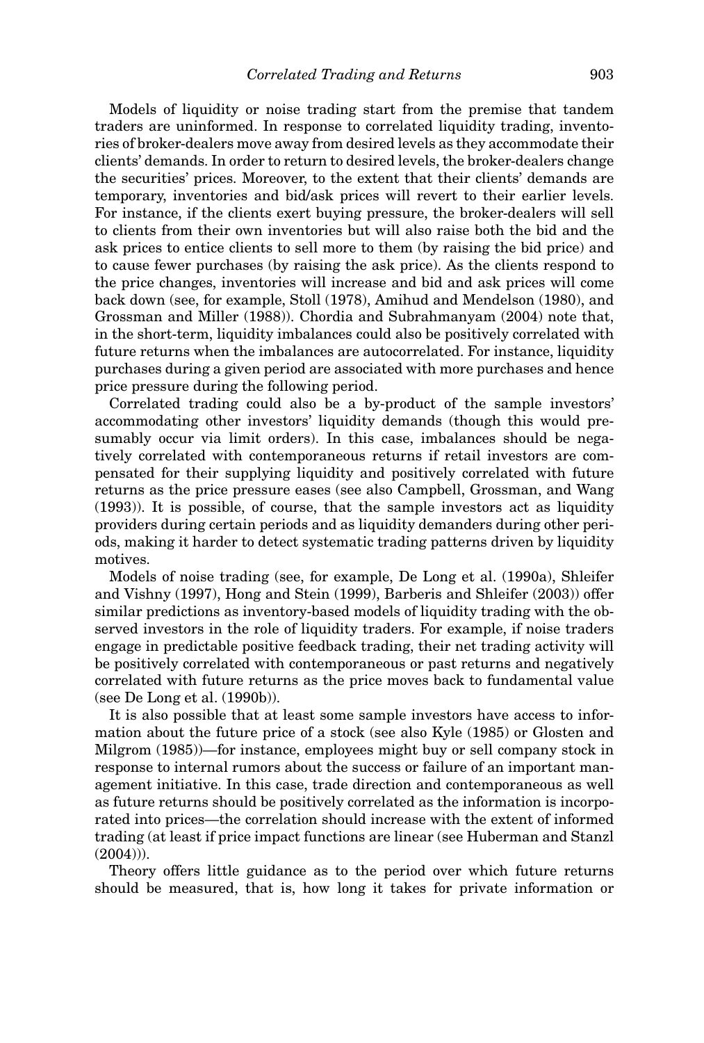Models of liquidity or noise trading start from the premise that tandem traders are uninformed. In response to correlated liquidity trading, inventories of broker-dealers move away from desired levels as they accommodate their clients' demands. In order to return to desired levels, the broker-dealers change the securities' prices. Moreover, to the extent that their clients' demands are temporary, inventories and bid/ask prices will revert to their earlier levels. For instance, if the clients exert buying pressure, the broker-dealers will sell to clients from their own inventories but will also raise both the bid and the ask prices to entice clients to sell more to them (by raising the bid price) and to cause fewer purchases (by raising the ask price). As the clients respond to the price changes, inventories will increase and bid and ask prices will come back down (see, for example, Stoll (1978), Amihud and Mendelson (1980), and Grossman and Miller (1988)). Chordia and Subrahmanyam (2004) note that, in the short-term, liquidity imbalances could also be positively correlated with future returns when the imbalances are autocorrelated. For instance, liquidity purchases during a given period are associated with more purchases and hence price pressure during the following period.

Correlated trading could also be a by-product of the sample investors' accommodating other investors' liquidity demands (though this would presumably occur via limit orders). In this case, imbalances should be negatively correlated with contemporaneous returns if retail investors are compensated for their supplying liquidity and positively correlated with future returns as the price pressure eases (see also Campbell, Grossman, and Wang (1993)). It is possible, of course, that the sample investors act as liquidity providers during certain periods and as liquidity demanders during other periods, making it harder to detect systematic trading patterns driven by liquidity motives.

Models of noise trading (see, for example, De Long et al. (1990a), Shleifer and Vishny (1997), Hong and Stein (1999), Barberis and Shleifer (2003)) offer similar predictions as inventory-based models of liquidity trading with the observed investors in the role of liquidity traders. For example, if noise traders engage in predictable positive feedback trading, their net trading activity will be positively correlated with contemporaneous or past returns and negatively correlated with future returns as the price moves back to fundamental value (see De Long et al. (1990b)).

It is also possible that at least some sample investors have access to information about the future price of a stock (see also Kyle (1985) or Glosten and Milgrom (1985))—for instance, employees might buy or sell company stock in response to internal rumors about the success or failure of an important management initiative. In this case, trade direction and contemporaneous as well as future returns should be positively correlated as the information is incorporated into prices—the correlation should increase with the extent of informed trading (at least if price impact functions are linear (see Huberman and Stanzl (2004))).

Theory offers little guidance as to the period over which future returns should be measured, that is, how long it takes for private information or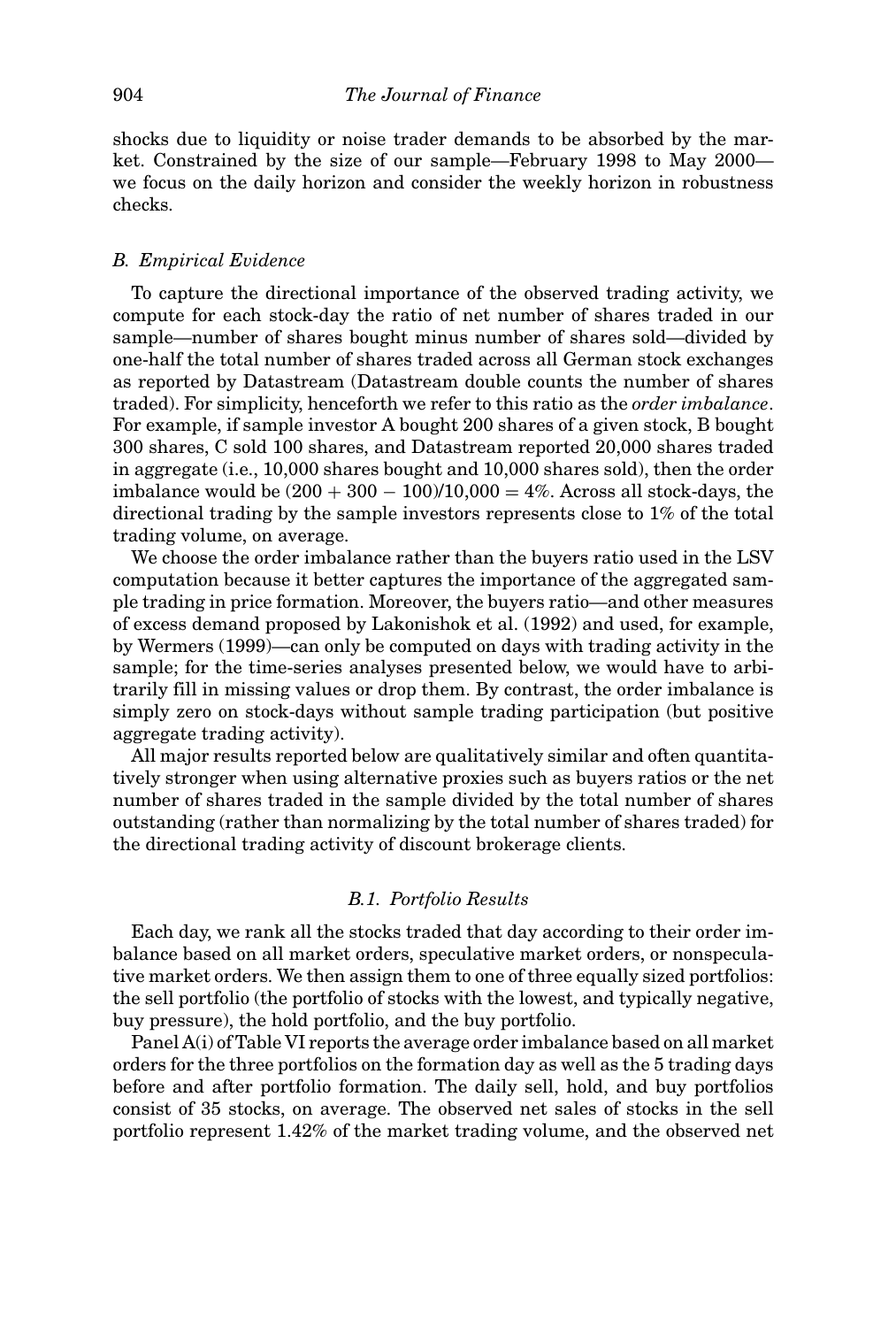shocks due to liquidity or noise trader demands to be absorbed by the market. Constrained by the size of our sample—February 1998 to May 2000—we focus on the daily horizon and consider the weekly horizon in robustness checks.

### *B. Empirical Evidence*

To capture the directional importance of the observed trading activity, we compute for each stock-day the ratio of net number of shares traded in our sample—number of shares bought minus number of shares sold—divided by one-half the total number of shares traded across all German stock exchanges as reported by Datastream (Datastream double counts the number of shares traded). For simplicity, henceforth we refer to this ratio as the *order imbalance*. For example, if sample investor A bought 200 shares of a given stock, B bought 300 shares, C sold 100 shares, and Datastream reported 20,000 shares traded in aggregate (i.e., 10,000 shares bought and 10,000 shares sold), then the order imbalance would be $(200 + 300 - 100)/10{,}000 = 4\%$. Across all stock-days, the directional trading by the sample investors represents close to 1% of the total trading volume, on average.

We choose the order imbalance rather than the buyers ratio used in the LSV computation because it better captures the importance of the aggregated sample trading in price formation. Moreover, the buyers ratio—and other measures of excess demand proposed by Lakonishok et al. (1992) and used, for example, by Wermers (1999)—can only be computed on days with trading activity in the sample; for the time-series analyses presented below, we would have to arbitrarily fill in missing values or drop them. By contrast, the order imbalance is simply zero on stock-days without sample trading participation (but positive aggregate trading activity).

All major results reported below are qualitatively similar and often quantitatively stronger when using alternative proxies such as buyers ratios or the net number of shares traded in the sample divided by the total number of shares outstanding (rather than normalizing by the total number of shares traded) for the directional trading activity of discount brokerage clients.

#### *B.1. Portfolio Results*

Each day, we rank all the stocks traded that day according to their order imbalance based on all market orders, speculative market orders, or nonspeculative market orders. We then assign them to one of three equally sized portfolios: the sell portfolio (the portfolio of stocks with the lowest, and typically negative, buy pressure), the hold portfolio, and the buy portfolio.

Panel A(i) of Table VI reports the average order imbalance based on all market orders for the three portfolios on the formation day as well as the 5 trading days before and after portfolio formation. The daily sell, hold, and buy portfolios consist of 35 stocks, on average. The observed net sales of stocks in the sell portfolio represent 1.42% of the market trading volume, and the observed net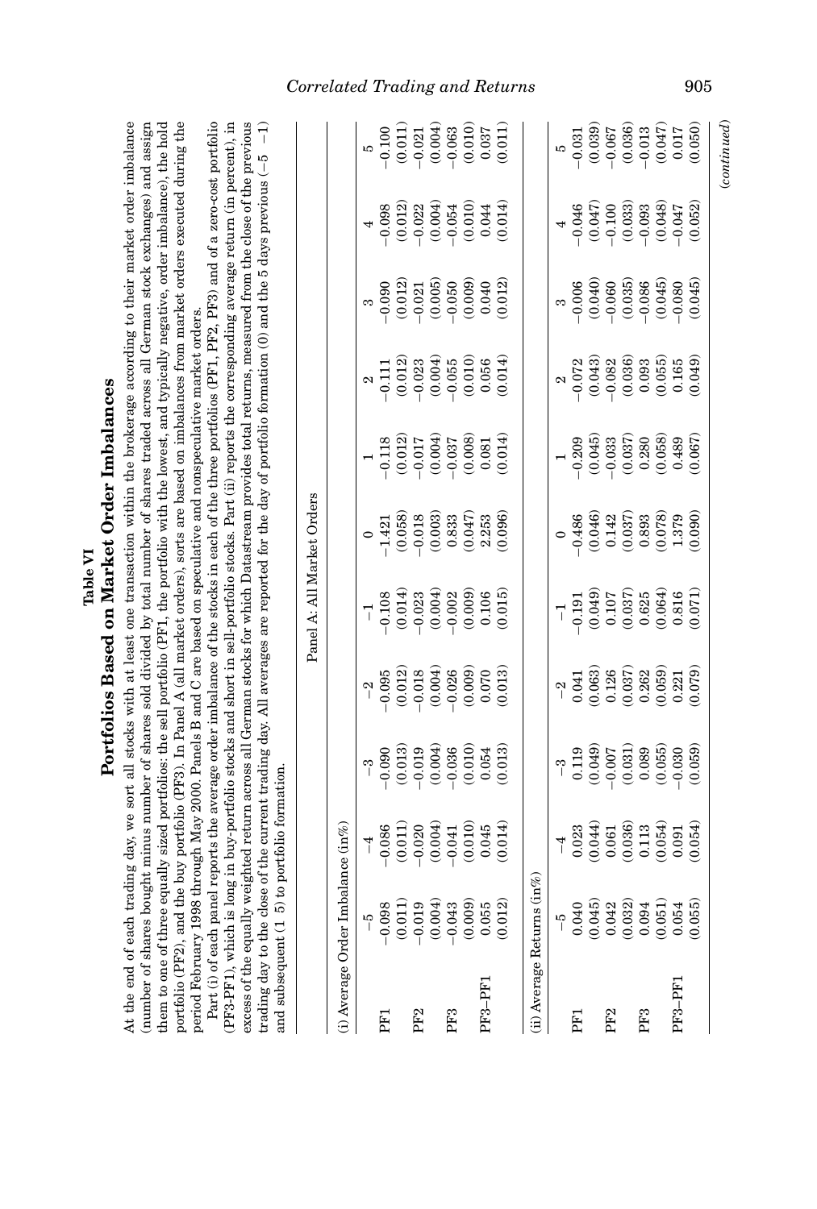**Table VI**

**Portfolios Based on Market Order Imbalances**

At the end of each trading day, we sort all stocks with at least one transaction within the brokerage according to their market order imbalance (number of shares bought minus number of shares sold divided by total number of shares traded across all German stock exchanges) and assign them to one of three equally sized portfolios: the sell portfolio (PF1, the portfolio with the lowest, and typically negative, order imbalance), the hold portfolio (PF2), and the buy portfolio (PF3). In Panel A (all market orders), sorts are based on imbalances from market orders executed during the period February 1998 through May 2000. Panels B and C are based on speculative and nonspeculative market orders.

Part (i) of each panel reports the average order imbalance of the stocks in each of the three portfolios (PF1, PF2, PF3) and of a zero-cost portfolio (PF3-PF1), which is long in buy-portfolio stocks and short in sell-portfolio stocks. Part (ii) reports the corresponding average return (in percent), in excess of the equally weighted return across all German stocks for which Datastream provides total returns, measured from the close of the previous trading day to the close of the current trading day. All averages are reported for the day of portfolio formation (0) and the 5 days previous (−5 −1) and subsequent (1 5) to portfolio formation.

Panel A: All Market Orders

| (i) Average Order Imbalance (in%) | | | | | | | | | | | |
|---|---|---|---|---|---|---|---|---|---|---|---|
| | −5 | −4 | −3 | −2 | −1 | 0 | 1 | 2 | 3 | 4 | 5 |
| PF1 | −0.098 | −0.086 | −0.090 | −0.095 | −0.108 | −1.421 | −0.118 | −0.111 | −0.090 | −0.098 | −0.100 |
| | (0.011) | (0.011) | (0.013) | (0.012) | (0.014) | (0.058) | (0.012) | (0.012) | (0.012) | (0.012) | (0.011) |
| PF2 | −0.019 | −0.020 | −0.019 | −0.018 | −0.023 | −0.018 | −0.017 | −0.023 | −0.021 | −0.022 | −0.021 |
| | (0.004) | (0.004) | (0.004) | (0.004) | (0.004) | (0.003) | (0.004) | (0.004) | (0.005) | (0.004) | (0.004) |
| PF3 | −0.043 | −0.041 | −0.036 | −0.026 | −0.002 | 0.833 | −0.037 | −0.055 | −0.050 | −0.054 | −0.063 |
| | (0.009) | (0.010) | (0.010) | (0.009) | (0.009) | (0.047) | (0.008) | (0.010) | (0.009) | (0.010) | (0.010) |
| PF3–PF1 | 0.055 | 0.045 | 0.054 | 0.070 | 0.106 | 2.253 | 0.081 | 0.056 | 0.040 | 0.044 | 0.037 |
| | (0.012) | (0.014) | (0.013) | (0.013) | (0.015) | (0.096) | (0.014) | (0.014) | (0.012) | (0.014) | (0.011) |
| **(ii) Average Returns (in%)** | | | | | | | | | | | |
| | −5 | −4 | −3 | −2 | −1 | 0 | 1 | 2 | 3 | 4 | 5 |
| PF1 | 0.040 | 0.023 | 0.119 | 0.041 | −0.191 | −0.486 | −0.209 | −0.072 | −0.006 | −0.046 | −0.031 |
| | (0.045) | (0.044) | (0.049) | (0.063) | (0.049) | (0.046) | (0.045) | (0.043) | (0.040) | (0.047) | (0.039) |
| PF2 | 0.042 | 0.061 | −0.007 | 0.126 | 0.107 | 0.142 | −0.033 | −0.082 | −0.060 | −0.100 | −0.067 |
| | (0.032) | (0.036) | (0.031) | (0.037) | (0.037) | (0.037) | (0.037) | (0.036) | (0.035) | (0.033) | (0.036) |
| PF3 | 0.094 | 0.113 | 0.089 | 0.262 | 0.625 | 0.893 | 0.280 | 0.093 | −0.086 | −0.093 | −0.013 |
| | (0.051) | (0.054) | (0.055) | (0.059) | (0.064) | (0.078) | (0.058) | (0.055) | (0.045) | (0.048) | (0.047) |
| PF3–PF1 | 0.054 | 0.091 | −0.030 | 0.221 | 0.816 | 1.379 | 0.489 | 0.165 | −0.080 | −0.047 | 0.017 |
| | (0.055) | (0.054) | (0.059) | (0.079) | (0.071) | (0.090) | (0.067) | (0.049) | (0.045) | (0.052) | (0.050) |

(continued)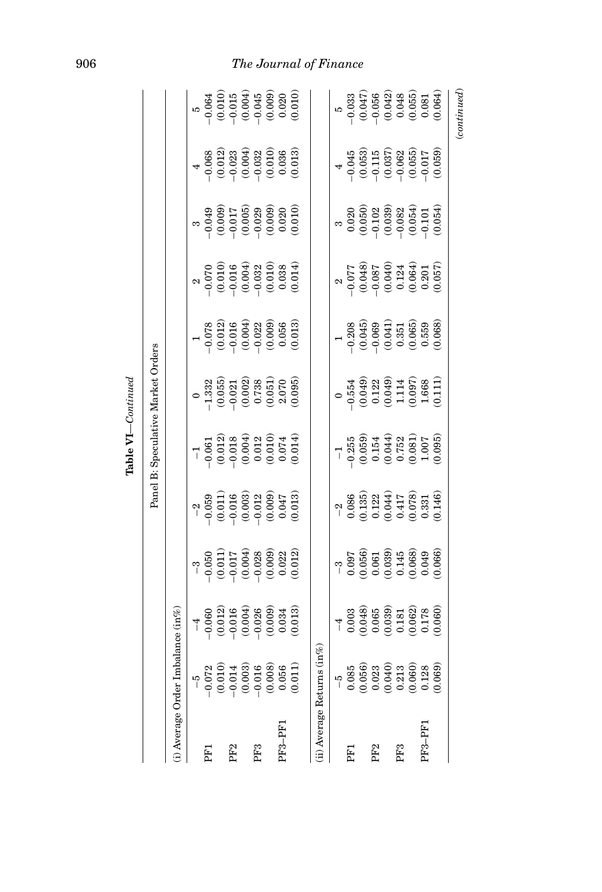**Table VI**—*Continued*

Panel B: Speculative Market Orders

(i) Average Order Imbalance (in%)

| | −5 | −4 | −3 | −2 | −1 | 0 | 1 | 2 | 3 | 4 | 5 |
|---|---|---|---|---|---|---|---|---|---|---|---|
| PF1 | −0.072 | −0.060 | −0.050 | −0.059 | −0.061 | −1.332 | −0.078 | −0.070 | −0.049 | −0.068 | −0.064 |
| | (0.010) | (0.012) | (0.011) | (0.011) | (0.012) | (0.055) | (0.012) | (0.010) | (0.009) | (0.012) | (0.010) |
| PF2 | −0.014 | −0.016 | −0.017 | −0.016 | −0.018 | −0.021 | −0.016 | −0.016 | −0.017 | −0.023 | −0.015 |
| | (0.003) | (0.004) | (0.004) | (0.003) | (0.004) | (0.002) | (0.004) | (0.004) | (0.005) | (0.004) | (0.004) |
| PF3 | −0.016 | −0.026 | −0.028 | −0.012 | 0.012 | 0.738 | −0.022 | −0.032 | −0.029 | −0.032 | −0.045 |
| | (0.008) | (0.009) | (0.009) | (0.009) | (0.010) | (0.051) | (0.009) | (0.010) | (0.009) | (0.010) | (0.009) |
| PF3–PF1 | 0.056 | 0.034 | 0.022 | 0.047 | 0.074 | 2.070 | 0.056 | 0.038 | 0.020 | 0.036 | 0.020 |
| | (0.011) | (0.013) | (0.012) | (0.013) | (0.014) | (0.095) | (0.013) | (0.014) | (0.010) | (0.013) | (0.010) |

(ii) Average Returns (in%)

| | −5 | −4 | −3 | −2 | −1 | 0 | 1 | 2 | 3 | 4 | 5 |
|---|---|---|---|---|---|---|---|---|---|---|---|
| PF1 | 0.085 | 0.003 | 0.097 | 0.086 | −0.255 | −0.554 | −0.208 | −0.077 | 0.020 | −0.045 | −0.033 |
| | (0.056) | (0.048) | (0.056) | (0.135) | (0.059) | (0.049) | (0.045) | (0.048) | (0.050) | (0.053) | (0.047) |
| PF2 | 0.023 | 0.065 | 0.061 | 0.122 | 0.154 | 0.122 | −0.069 | −0.087 | −0.102 | −0.115 | −0.056 |
| | (0.040) | (0.039) | (0.039) | (0.044) | (0.044) | (0.049) | (0.041) | (0.040) | (0.039) | (0.037) | (0.042) |
| PF3 | 0.213 | 0.181 | 0.145 | 0.417 | 0.752 | 1.114 | 0.351 | 0.124 | −0.082 | −0.062 | 0.048 |
| | (0.060) | (0.062) | (0.068) | (0.078) | (0.081) | (0.097) | (0.065) | (0.064) | (0.054) | (0.055) | (0.055) |
| PF3–PF1 | 0.128 | 0.178 | 0.049 | 0.331 | 1.007 | 1.668 | 0.559 | 0.201 | −0.101 | −0.017 | 0.081 |
| | (0.069) | (0.060) | (0.066) | (0.146) | (0.095) | (0.111) | (0.068) | (0.057) | (0.054) | (0.059) | (0.064) |

*(continued)*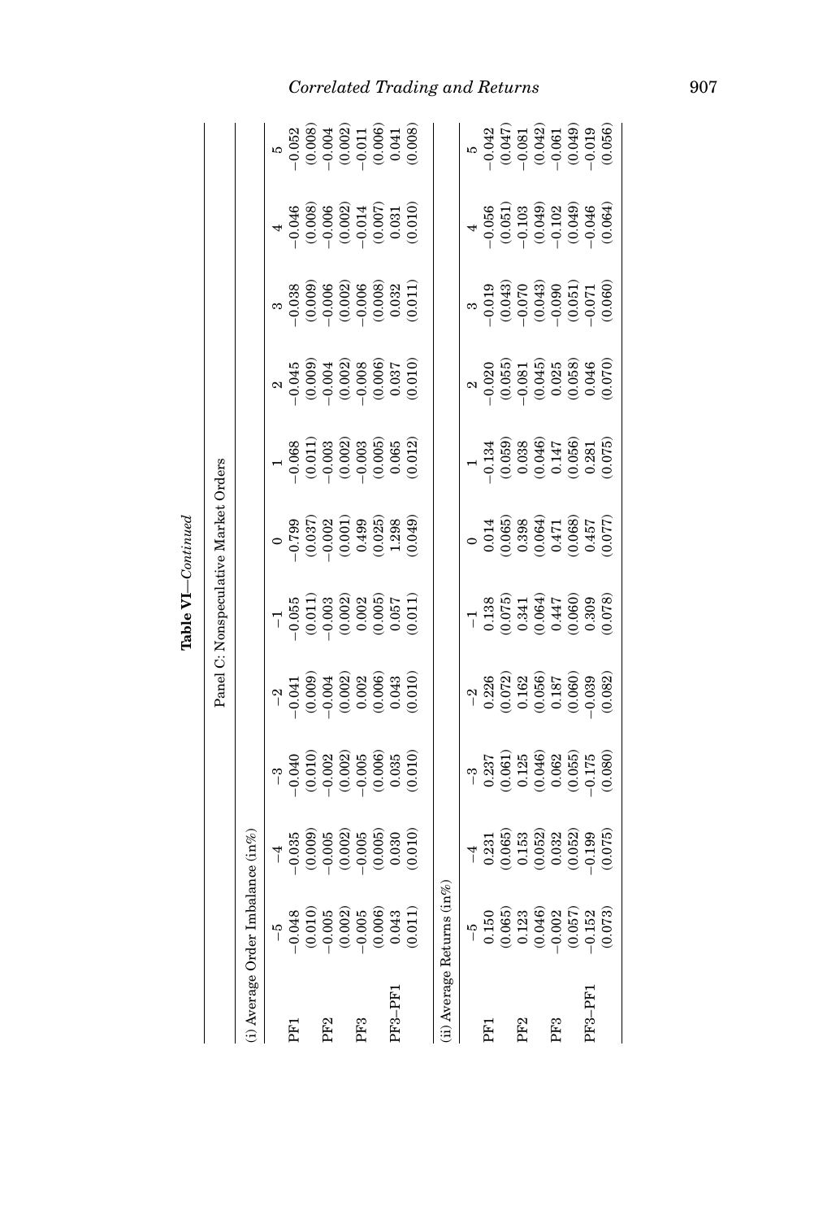**Table VI**—*Continued*

Panel C: Nonspeculative Market Orders

(i) Average Order Imbalance (in%)

| | −5 | −4 | −3 | −2 | −1 | 0 | 1 | 2 | 3 | 4 | 5 |
|---|---|---|---|---|---|---|---|---|---|---|---|
| PF1 | −0.048 | −0.035 | −0.040 | −0.041 | −0.055 | −0.799 | −0.068 | −0.045 | −0.038 | −0.046 | −0.052 |
| | (0.010) | (0.009) | (0.010) | (0.009) | (0.011) | (0.037) | (0.011) | (0.009) | (0.009) | (0.008) | (0.008) |
| PF2 | −0.005 | −0.005 | −0.002 | −0.004 | −0.003 | −0.002 | −0.003 | −0.004 | −0.006 | −0.006 | −0.004 |
| | (0.002) | (0.002) | (0.002) | (0.002) | (0.002) | (0.001) | (0.002) | (0.002) | (0.002) | (0.002) | (0.002) |
| PF3 | −0.005 | −0.005 | −0.005 | 0.002 | 0.002 | 0.499 | −0.003 | −0.008 | −0.006 | −0.014 | −0.011 |
| | (0.006) | (0.005) | (0.006) | (0.006) | (0.005) | (0.025) | (0.005) | (0.006) | (0.008) | (0.007) | (0.006) |
| PF3–PF1 | 0.043 | 0.030 | 0.035 | 0.043 | 0.057 | 1.298 | 0.065 | 0.037 | 0.032 | 0.031 | 0.041 |
| | (0.011) | (0.010) | (0.010) | (0.010) | (0.011) | (0.049) | (0.012) | (0.010) | (0.011) | (0.010) | (0.008) |

(ii) Average Returns (in%)

| | −5 | −4 | −3 | −2 | −1 | 0 | 1 | 2 | 3 | 4 | 5 |
|---|---|---|---|---|---|---|---|---|---|---|---|
| PF1 | 0.150 | 0.231 | 0.237 | 0.226 | 0.138 | 0.014 | −0.134 | −0.020 | −0.019 | −0.056 | −0.042 |
| | (0.065) | (0.065) | (0.061) | (0.072) | (0.075) | (0.065) | (0.059) | (0.055) | (0.043) | (0.051) | (0.047) |
| PF2 | 0.123 | 0.153 | 0.125 | 0.162 | 0.341 | 0.398 | 0.038 | −0.081 | −0.070 | −0.103 | −0.081 |
| | (0.046) | (0.052) | (0.046) | (0.056) | (0.064) | (0.064) | (0.046) | (0.045) | (0.043) | (0.049) | (0.042) |
| PF3 | −0.002 | 0.032 | 0.062 | 0.187 | 0.447 | 0.471 | 0.147 | 0.025 | −0.090 | −0.102 | −0.061 |
| | (0.057) | (0.052) | (0.055) | (0.060) | (0.060) | (0.068) | (0.056) | (0.058) | (0.051) | (0.049) | (0.049) |
| PF3–PF1 | −0.152 | −0.199 | −0.175 | −0.039 | 0.309 | 0.457 | 0.281 | 0.046 | −0.071 | −0.046 | −0.019 |
| | (0.073) | (0.075) | (0.080) | (0.082) | (0.078) | (0.077) | (0.075) | (0.070) | (0.060) | (0.064) | (0.056) |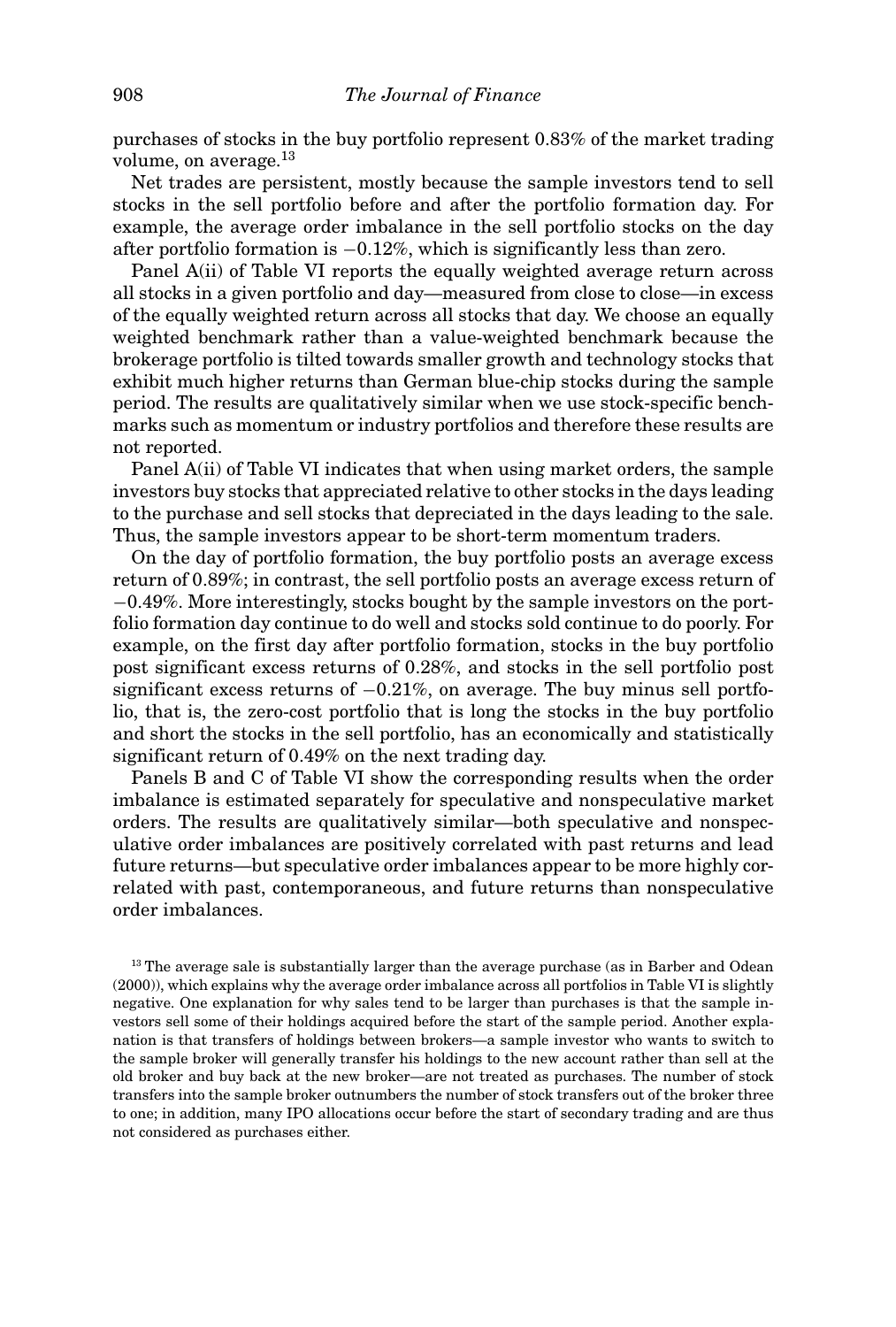purchases of stocks in the buy portfolio represent 0.83% of the market trading volume, on average.[13]

Net trades are persistent, mostly because the sample investors tend to sell stocks in the sell portfolio before and after the portfolio formation day. For example, the average order imbalance in the sell portfolio stocks on the day after portfolio formation is −0.12%, which is significantly less than zero.

Panel A(ii) of Table VI reports the equally weighted average return across all stocks in a given portfolio and day—measured from close to close—in excess of the equally weighted return across all stocks that day. We choose an equally weighted benchmark rather than a value-weighted benchmark because the brokerage portfolio is tilted towards smaller growth and technology stocks that exhibit much higher returns than German blue-chip stocks during the sample period. The results are qualitatively similar when we use stock-specific benchmarks such as momentum or industry portfolios and therefore these results are not reported.

Panel A(ii) of Table VI indicates that when using market orders, the sample investors buy stocks that appreciated relative to other stocks in the days leading to the purchase and sell stocks that depreciated in the days leading to the sale. Thus, the sample investors appear to be short-term momentum traders.

On the day of portfolio formation, the buy portfolio posts an average excess return of 0.89%; in contrast, the sell portfolio posts an average excess return of −0.49%. More interestingly, stocks bought by the sample investors on the portfolio formation day continue to do well and stocks sold continue to do poorly. For example, on the first day after portfolio formation, stocks in the buy portfolio post significant excess returns of 0.28%, and stocks in the sell portfolio post significant excess returns of −0.21%, on average. The buy minus sell portfolio, that is, the zero-cost portfolio that is long the stocks in the buy portfolio and short the stocks in the sell portfolio, has an economically and statistically significant return of 0.49% on the next trading day.

Panels B and C of Table VI show the corresponding results when the order imbalance is estimated separately for speculative and nonspeculative market orders. The results are qualitatively similar—both speculative and nonspeculative order imbalances are positively correlated with past returns and lead future returns—but speculative order imbalances appear to be more highly correlated with past, contemporaneous, and future returns than nonspeculative order imbalances.

[13] The average sale is substantially larger than the average purchase (as in Barber and Odean (2000)), which explains why the average order imbalance across all portfolios in Table VI is slightly negative. One explanation for why sales tend to be larger than purchases is that the sample investors sell some of their holdings acquired before the start of the sample period. Another explanation is that transfers of holdings between brokers—a sample investor who wants to switch to the sample broker will generally transfer his holdings to the new account rather than sell at the old broker and buy back at the new broker—are not treated as purchases. The number of stock transfers into the sample broker outnumbers the number of stock transfers out of the broker three to one; in addition, many IPO allocations occur before the start of secondary trading and are thus not considered as purchases either.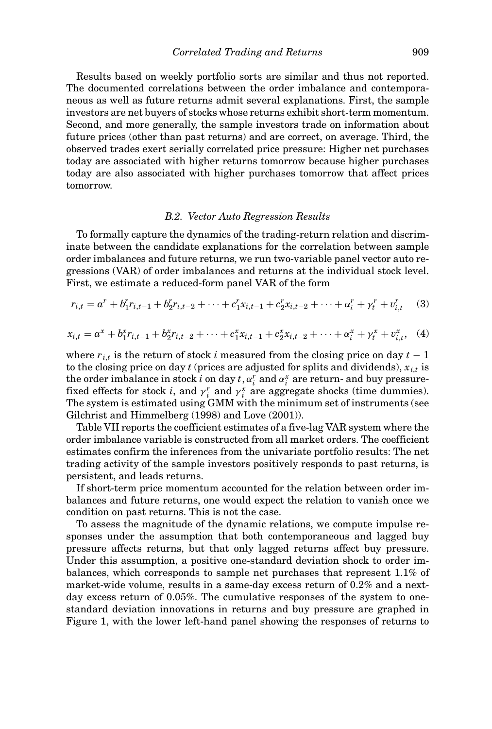Results based on weekly portfolio sorts are similar and thus not reported. The documented correlations between the order imbalance and contemporaneous as well as future returns admit several explanations. First, the sample investors are net buyers of stocks whose returns exhibit short-term momentum. Second, and more generally, the sample investors trade on information about future prices (other than past returns) and are correct, on average. Third, the observed trades exert serially correlated price pressure: Higher net purchases today are associated with higher returns tomorrow because higher purchases today are also associated with higher purchases tomorrow that affect prices tomorrow.

### *B.2. Vector Auto Regression Results*

To formally capture the dynamics of the trading-return relation and discriminate between the candidate explanations for the correlation between sample order imbalances and future returns, we run two-variable panel vector auto regressions (VAR) of order imbalances and returns at the individual stock level. First, we estimate a reduced-form panel VAR of the form

$$r_{i,t} = a^r + b_1^r r_{i,t-1} + b_2^r r_{i,t-2} + \cdots + c_1^r x_{i,t-1} + c_2^r x_{i,t-2} + \cdots + \alpha_i^r + \gamma_t^r + v_{i,t}^r \quad (3)$$

$$x_{i,t} = a^x + b_1^x r_{i,t-1} + b_2^x r_{i,t-2} + \cdots + c_1^x x_{i,t-1} + c_2^x x_{i,t-2} + \cdots + \alpha_i^x + \gamma_t^x + v_{i,t}^x, \quad (4)$$

where $r_{i,t}$ is the return of stock $i$ measured from the closing price on day $t-1$ to the closing price on day $t$ (prices are adjusted for splits and dividends), $x_{i,t}$ is the order imbalance in stock $i$ on day $t$, $\alpha_i^r$ and $\alpha_i^x$ are return- and buy pressure-fixed effects for stock $i$, and $\gamma_i^r$ and $\gamma_i^x$ are aggregate shocks (time dummies). The system is estimated using GMM with the minimum set of instruments (see Gilchrist and Himmelberg (1998) and Love (2001)).

Table VII reports the coefficient estimates of a five-lag VAR system where the order imbalance variable is constructed from all market orders. The coefficient estimates confirm the inferences from the univariate portfolio results: The net trading activity of the sample investors positively responds to past returns, is persistent, and leads returns.

If short-term price momentum accounted for the relation between order imbalances and future returns, one would expect the relation to vanish once we condition on past returns. This is not the case.

To assess the magnitude of the dynamic relations, we compute impulse responses under the assumption that both contemporaneous and lagged buy pressure affects returns, but that only lagged returns affect buy pressure. Under this assumption, a positive one-standard deviation shock to order imbalances, which corresponds to sample net purchases that represent 1.1% of market-wide volume, results in a same-day excess return of 0.2% and a next-day excess return of 0.05%. The cumulative responses of the system to one-standard deviation innovations in returns and buy pressure are graphed in Figure 1, with the lower left-hand panel showing the responses of returns to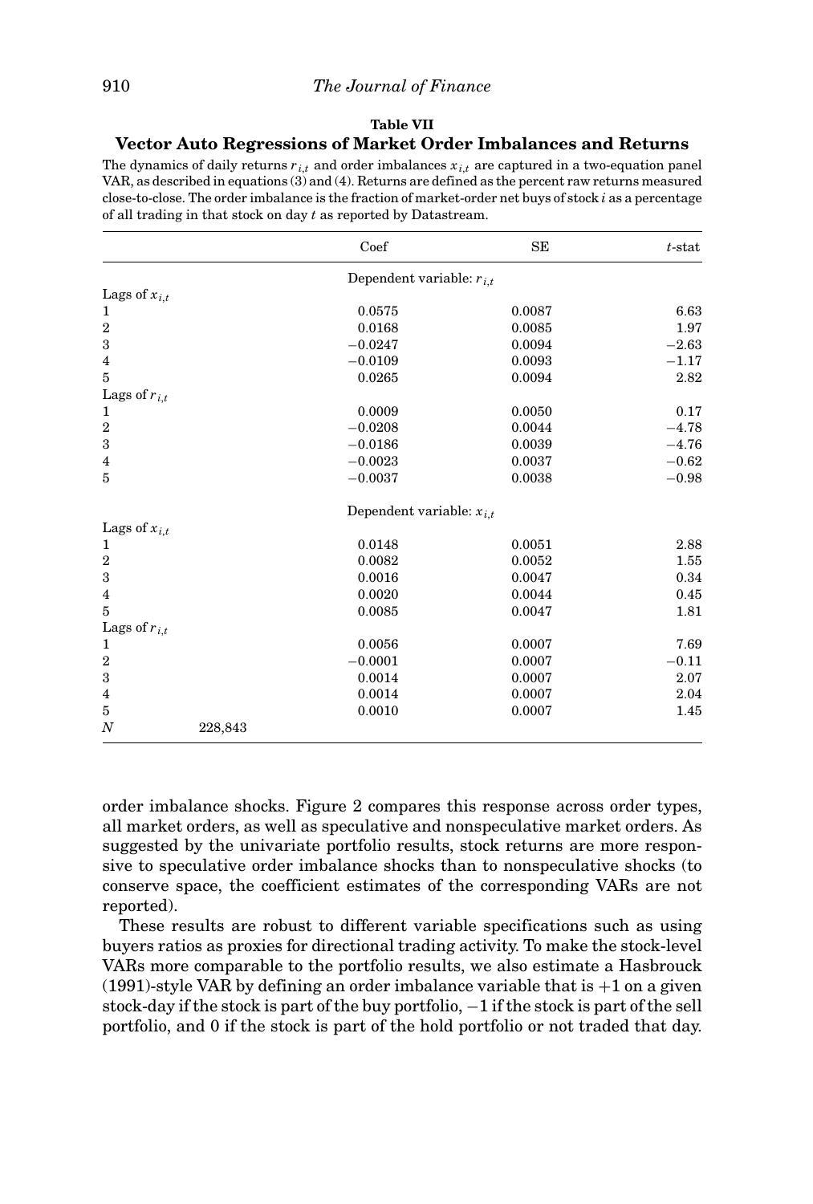**Table VII**

**Vector Auto Regressions of Market Order Imbalances and Returns**

The dynamics of daily returns $r_{i,t}$ and order imbalances $x_{i,t}$ are captured in a two-equation panel VAR, as described in equations (3) and (4). Returns are defined as the percent raw returns measured close-to-close. The order imbalance is the fraction of market-order net buys of stock $i$ as a percentage of all trading in that stock on day $t$ as reported by Datastream.

| | Coef | SE | $t$-stat |
|---|---|---|---|
| | Dependent variable: $r_{i,t}$ | | |
| Lags of $x_{i,t}$ | | | |
| 1 | 0.0575 | 0.0087 | 6.63 |
| 2 | 0.0168 | 0.0085 | 1.97 |
| 3 | −0.0247 | 0.0094 | −2.63 |
| 4 | −0.0109 | 0.0093 | −1.17 |
| 5 | 0.0265 | 0.0094 | 2.82 |
| Lags of $r_{i,t}$ | | | |
| 1 | 0.0009 | 0.0050 | 0.17 |
| 2 | −0.0208 | 0.0044 | −4.78 |
| 3 | −0.0186 | 0.0039 | −4.76 |
| 4 | −0.0023 | 0.0037 | −0.62 |
| 5 | −0.0037 | 0.0038 | −0.98 |
| | Dependent variable: $x_{i,t}$ | | |
| Lags of $x_{i,t}$ | | | |
| 1 | 0.0148 | 0.0051 | 2.88 |
| 2 | 0.0082 | 0.0052 | 1.55 |
| 3 | 0.0016 | 0.0047 | 0.34 |
| 4 | 0.0020 | 0.0044 | 0.45 |
| 5 | 0.0085 | 0.0047 | 1.81 |
| Lags of $r_{i,t}$ | | | |
| 1 | 0.0056 | 0.0007 | 7.69 |
| 2 | −0.0001 | 0.0007 | −0.11 |
| 3 | 0.0014 | 0.0007 | 2.07 |
| 4 | 0.0014 | 0.0007 | 2.04 |
| 5 | 0.0010 | 0.0007 | 1.45 |
| $N$ 228,843 | | | |

order imbalance shocks. Figure 2 compares this response across order types, all market orders, as well as speculative and nonspeculative market orders. As suggested by the univariate portfolio results, stock returns are more responsive to speculative order imbalance shocks than to nonspeculative shocks (to conserve space, the coefficient estimates of the corresponding VARs are not reported).

These results are robust to different variable specifications such as using buyers ratios as proxies for directional trading activity. To make the stock-level VARs more comparable to the portfolio results, we also estimate a Hasbrouck (1991)-style VAR by defining an order imbalance variable that is +1 on a given stock-day if the stock is part of the buy portfolio, −1 if the stock is part of the sell portfolio, and 0 if the stock is part of the hold portfolio or not traded that day.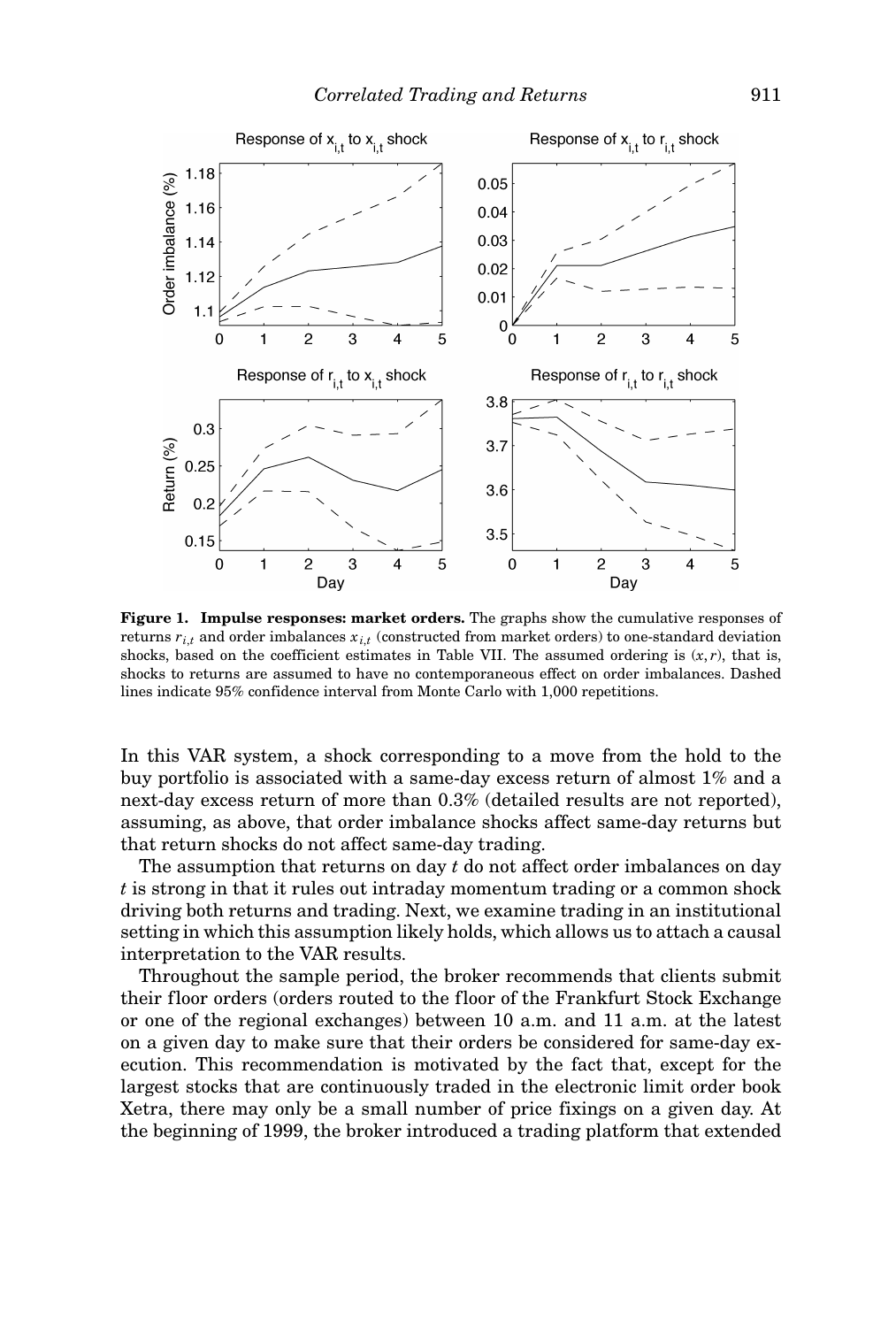**Figure 1. Impulse responses: market orders.** The graphs show the cumulative responses of returns $r_{i,t}$ and order imbalances $x_{i,t}$ (constructed from market orders) to one-standard deviation shocks, based on the coefficient estimates in Table VII. The assumed ordering is $(x, r)$, that is, shocks to returns are assumed to have no contemporaneous effect on order imbalances. Dashed lines indicate 95% confidence interval from Monte Carlo with 1,000 repetitions.

In this VAR system, a shock corresponding to a move from the hold to the buy portfolio is associated with a same-day excess return of almost 1% and a next-day excess return of more than 0.3% (detailed results are not reported), assuming, as above, that order imbalance shocks affect same-day returns but that return shocks do not affect same-day trading.

The assumption that returns on day $t$ do not affect order imbalances on day $t$ is strong in that it rules out intraday momentum trading or a common shock driving both returns and trading. Next, we examine trading in an institutional setting in which this assumption likely holds, which allows us to attach a causal interpretation to the VAR results.

Throughout the sample period, the broker recommends that clients submit their floor orders (orders routed to the floor of the Frankfurt Stock Exchange or one of the regional exchanges) between 10 a.m. and 11 a.m. at the latest on a given day to make sure that their orders be considered for same-day execution. This recommendation is motivated by the fact that, except for the largest stocks that are continuously traded in the electronic limit order book Xetra, there may only be a small number of price fixings on a given day. At the beginning of 1999, the broker introduced a trading platform that extended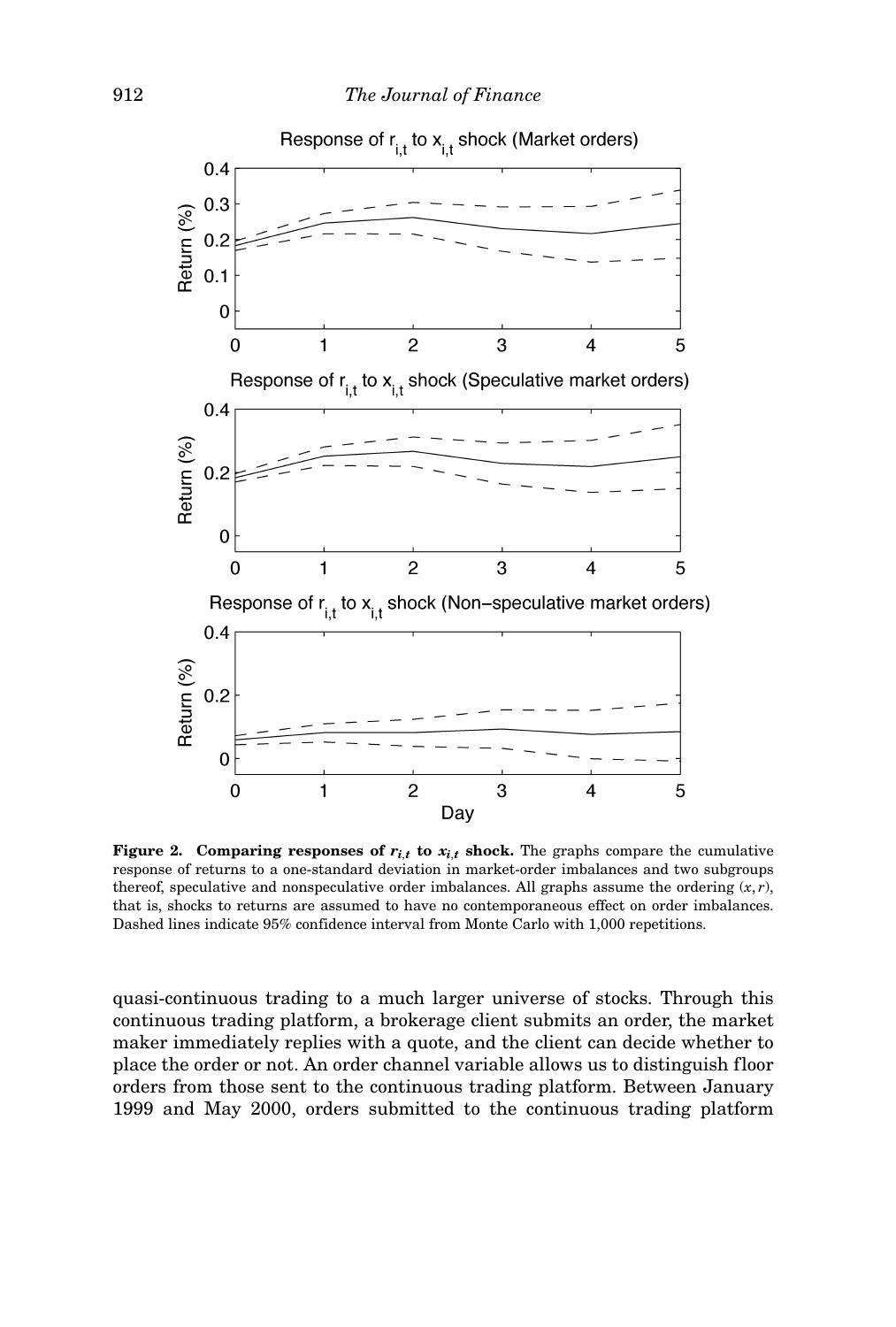**Figure 2. Comparing responses of $r_{i,t}$ to $x_{i,t}$ shock.** The graphs compare the cumulative response of returns to a one-standard deviation in market-order imbalances and two subgroups thereof, speculative and nonspeculative order imbalances. All graphs assume the ordering $(x, r)$, that is, shocks to returns are assumed to have no contemporaneous effect on order imbalances. Dashed lines indicate 95% confidence interval from Monte Carlo with 1,000 repetitions.

quasi-continuous trading to a much larger universe of stocks. Through this continuous trading platform, a brokerage client submits an order, the market maker immediately replies with a quote, and the client can decide whether to place the order or not. An order channel variable allows us to distinguish floor orders from those sent to the continuous trading platform. Between January 1999 and May 2000, orders submitted to the continuous trading platform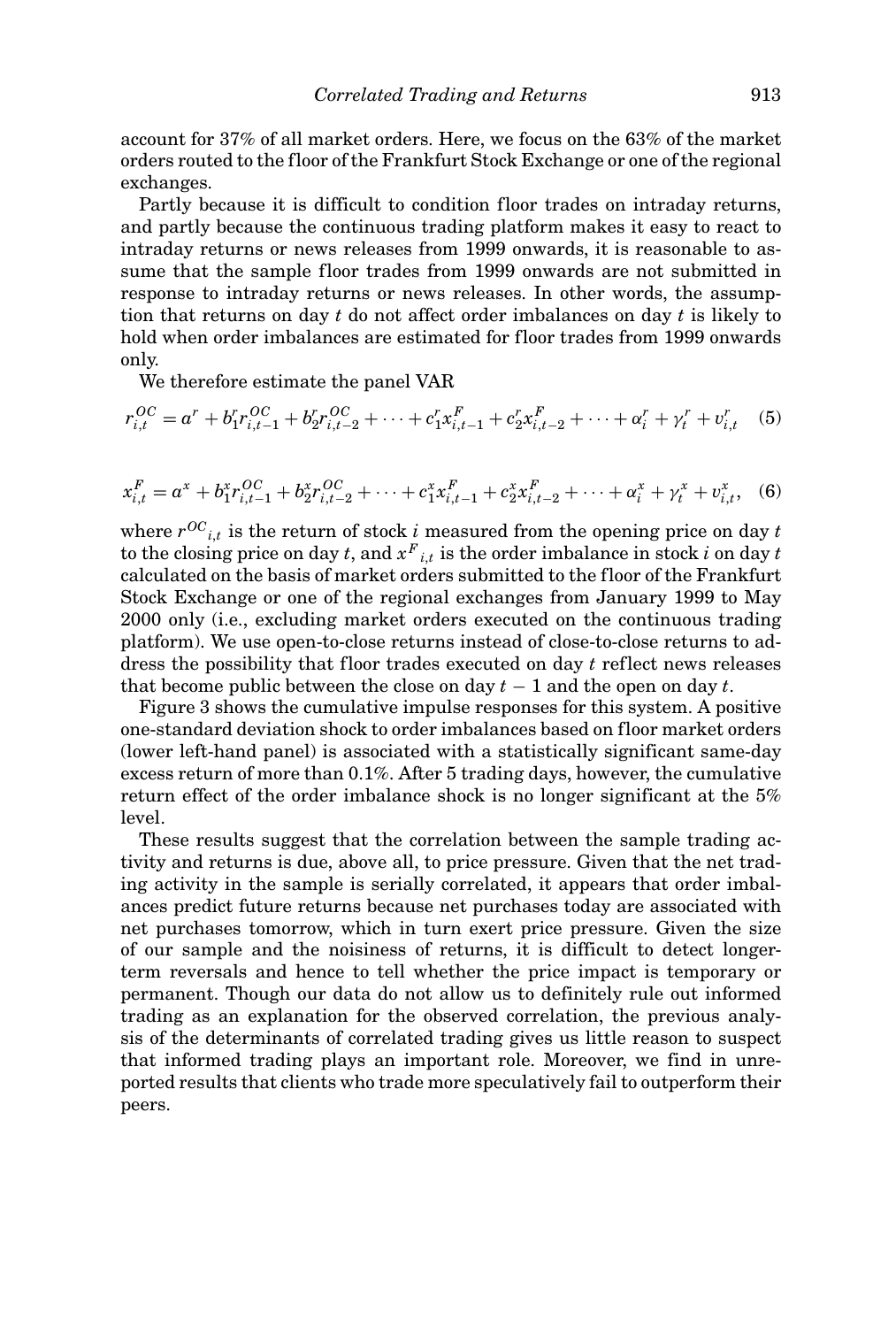account for 37% of all market orders. Here, we focus on the 63% of the market orders routed to the floor of the Frankfurt Stock Exchange or one of the regional exchanges.

Partly because it is difficult to condition floor trades on intraday returns, and partly because the continuous trading platform makes it easy to react to intraday returns or news releases from 1999 onwards, it is reasonable to assume that the sample floor trades from 1999 onwards are not submitted in response to intraday returns or news releases. In other words, the assumption that returns on day $t$ do not affect order imbalances on day $t$ is likely to hold when order imbalances are estimated for floor trades from 1999 onwards only.

We therefore estimate the panel VAR

$$r_{i,t}^{OC} = a^r + b_1^r r_{i,t-1}^{OC} + b_2^r r_{i,t-2}^{OC} + \cdots + c_1^r x_{i,t-1}^F + c_2^r x_{i,t-2}^F + \cdots + \alpha_i^r + \gamma_t^r + v_{i,t}^r \quad (5)$$

$$x_{i,t}^F = a^x + b_1^x r_{i,t-1}^{OC} + b_2^x r_{i,t-2}^{OC} + \cdots + c_1^x x_{i,t-1}^F + c_2^x x_{i,t-2}^F + \cdots + \alpha_i^x + \gamma_t^x + v_{i,t}^x, \quad (6)$$

where ${r^{OC}}_{i,t}$ is the return of stock $i$ measured from the opening price on day $t$ to the closing price on day $t$, and ${x^F}_{i,t}$ is the order imbalance in stock $i$ on day $t$ calculated on the basis of market orders submitted to the floor of the Frankfurt Stock Exchange or one of the regional exchanges from January 1999 to May 2000 only (i.e., excluding market orders executed on the continuous trading platform). We use open-to-close returns instead of close-to-close returns to address the possibility that floor trades executed on day $t$ reflect news releases that become public between the close on day $t-1$ and the open on day $t$.

Figure 3 shows the cumulative impulse responses for this system. A positive one-standard deviation shock to order imbalances based on floor market orders (lower left-hand panel) is associated with a statistically significant same-day excess return of more than 0.1%. After 5 trading days, however, the cumulative return effect of the order imbalance shock is no longer significant at the 5% level.

These results suggest that the correlation between the sample trading activity and returns is due, above all, to price pressure. Given that the net trading activity in the sample is serially correlated, it appears that order imbalances predict future returns because net purchases today are associated with net purchases tomorrow, which in turn exert price pressure. Given the size of our sample and the noisiness of returns, it is difficult to detect longer-term reversals and hence to tell whether the price impact is temporary or permanent. Though our data do not allow us to definitely rule out informed trading as an explanation for the observed correlation, the previous analysis of the determinants of correlated trading gives us little reason to suspect that informed trading plays an important role. Moreover, we find in unreported results that clients who trade more speculatively fail to outperform their peers.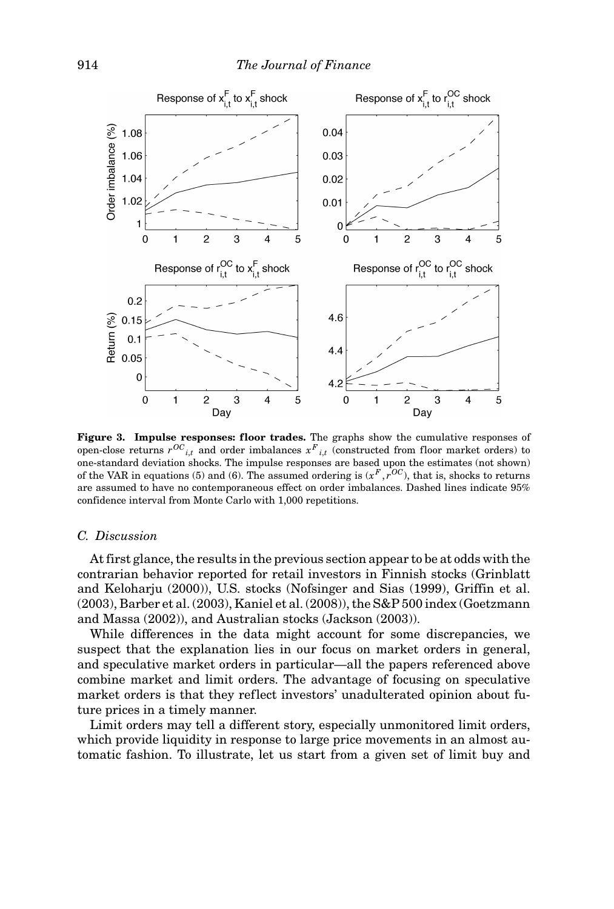**Figure 3. Impulse responses: floor trades.** The graphs show the cumulative responses of open-close returns $r^{OC}{}_{i,t}$ and order imbalances $x^F{}_{i,t}$ (constructed from floor market orders) to one-standard deviation shocks. The impulse responses are based upon the estimates (not shown) of the VAR in equations (5) and (6). The assumed ordering is $(x^F, r^{OC})$, that is, shocks to returns are assumed to have no contemporaneous effect on order imbalances. Dashed lines indicate 95% confidence interval from Monte Carlo with 1,000 repetitions.

### C. Discussion

At first glance, the results in the previous section appear to be at odds with the contrarian behavior reported for retail investors in Finnish stocks (Grinblatt and Keloharju (2000)), U.S. stocks (Nofsinger and Sias (1999), Griffin et al. (2003), Barber et al. (2003), Kaniel et al. (2008)), the S&P 500 index (Goetzmann and Massa (2002)), and Australian stocks (Jackson (2003)).

While differences in the data might account for some discrepancies, we suspect that the explanation lies in our focus on market orders in general, and speculative market orders in particular—all the papers referenced above combine market and limit orders. The advantage of focusing on speculative market orders is that they reflect investors' unadulterated opinion about future prices in a timely manner.

Limit orders may tell a different story, especially unmonitored limit orders, which provide liquidity in response to large price movements in an almost automatic fashion. To illustrate, let us start from a given set of limit buy and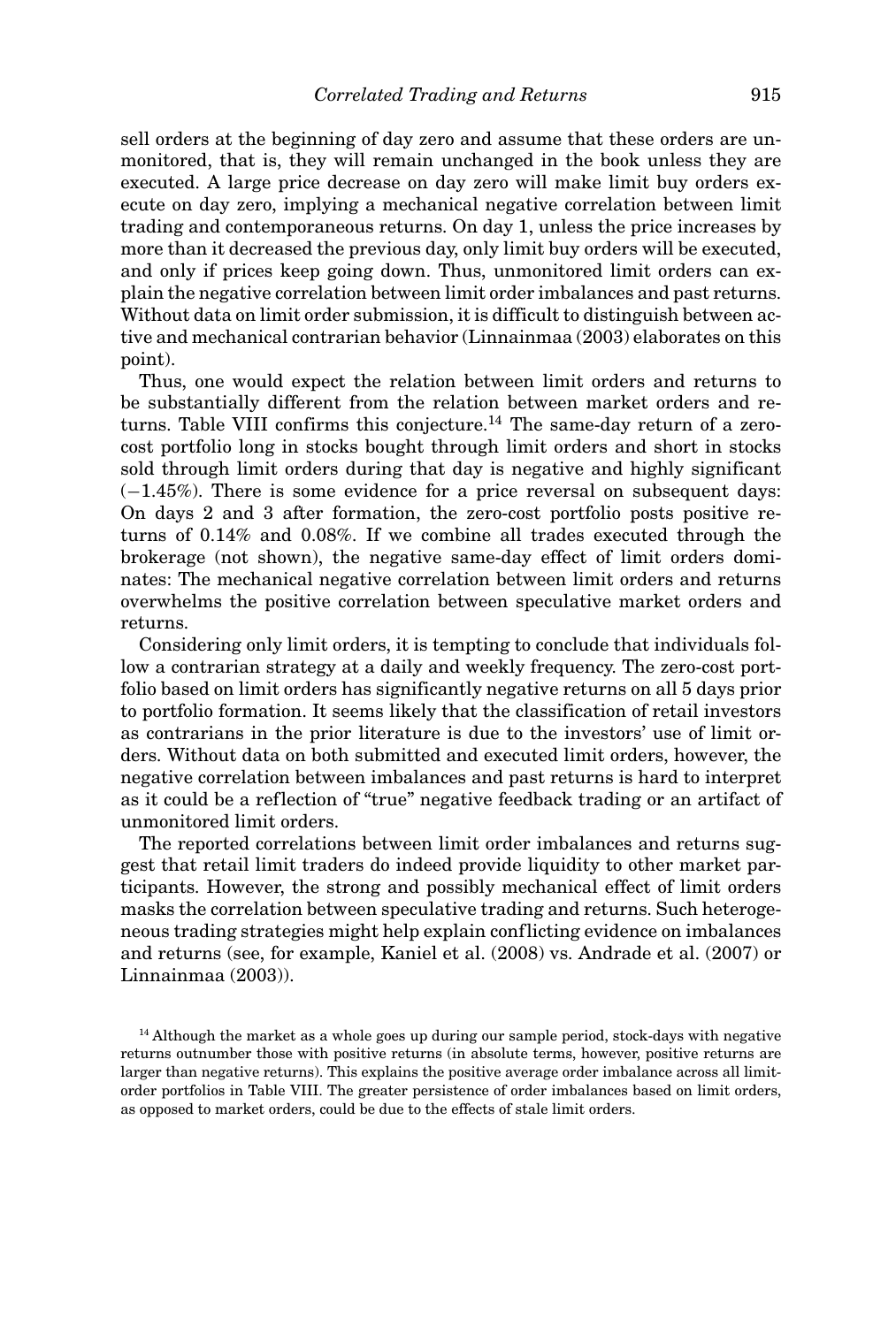sell orders at the beginning of day zero and assume that these orders are unmonitored, that is, they will remain unchanged in the book unless they are executed. A large price decrease on day zero will make limit buy orders execute on day zero, implying a mechanical negative correlation between limit trading and contemporaneous returns. On day 1, unless the price increases by more than it decreased the previous day, only limit buy orders will be executed, and only if prices keep going down. Thus, unmonitored limit orders can explain the negative correlation between limit order imbalances and past returns. Without data on limit order submission, it is difficult to distinguish between active and mechanical contrarian behavior (Linnainmaa (2003) elaborates on this point).

Thus, one would expect the relation between limit orders and returns to be substantially different from the relation between market orders and returns. Table VIII confirms this conjecture.[14] The same-day return of a zero-cost portfolio long in stocks bought through limit orders and short in stocks sold through limit orders during that day is negative and highly significant (−1.45%). There is some evidence for a price reversal on subsequent days: On days 2 and 3 after formation, the zero-cost portfolio posts positive returns of 0.14% and 0.08%. If we combine all trades executed through the brokerage (not shown), the negative same-day effect of limit orders dominates: The mechanical negative correlation between limit orders and returns overwhelms the positive correlation between speculative market orders and returns.

Considering only limit orders, it is tempting to conclude that individuals follow a contrarian strategy at a daily and weekly frequency. The zero-cost portfolio based on limit orders has significantly negative returns on all 5 days prior to portfolio formation. It seems likely that the classification of retail investors as contrarians in the prior literature is due to the investors' use of limit orders. Without data on both submitted and executed limit orders, however, the negative correlation between imbalances and past returns is hard to interpret as it could be a reflection of "true" negative feedback trading or an artifact of unmonitored limit orders.

The reported correlations between limit order imbalances and returns suggest that retail limit traders do indeed provide liquidity to other market participants. However, the strong and possibly mechanical effect of limit orders masks the correlation between speculative trading and returns. Such heterogeneous trading strategies might help explain conflicting evidence on imbalances and returns (see, for example, Kaniel et al. (2008) vs. Andrade et al. (2007) or Linnainmaa (2003)).

[14] Although the market as a whole goes up during our sample period, stock-days with negative returns outnumber those with positive returns (in absolute terms, however, positive returns are larger than negative returns). This explains the positive average order imbalance across all limit-order portfolios in Table VIII. The greater persistence of order imbalances based on limit orders, as opposed to market orders, could be due to the effects of stale limit orders.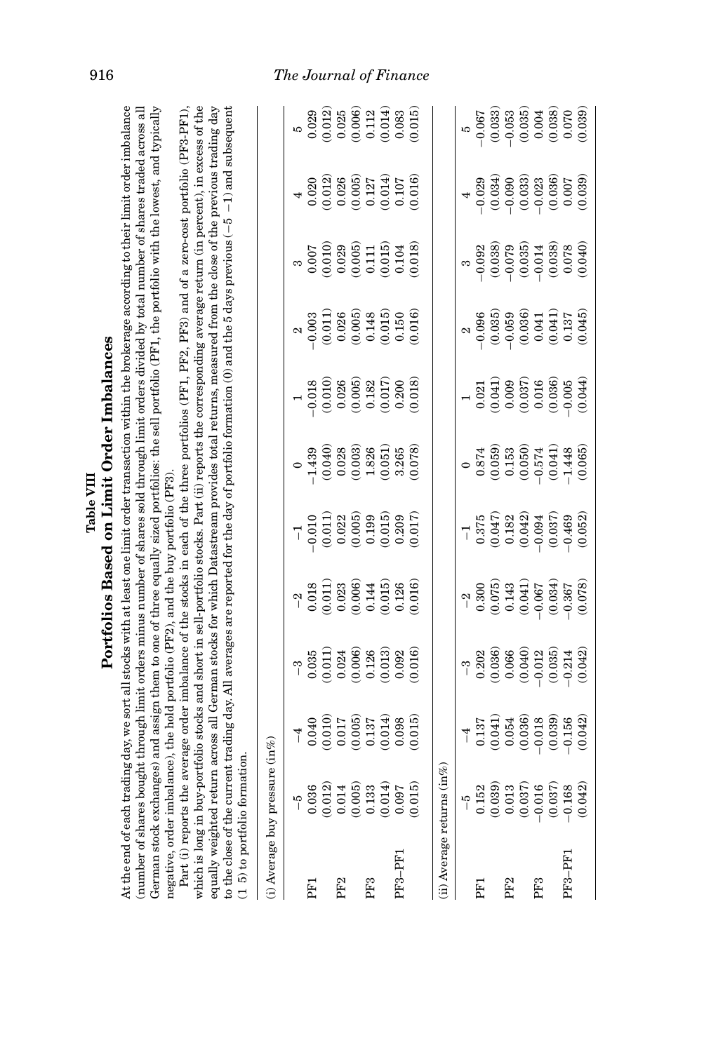**Table VIII**

**Portfolios Based on Limit Order Imbalances**

At the end of each trading day, we sort all stocks with at least one limit order transaction within the brokerage according to their limit order imbalance (number of shares bought through limit orders minus number of shares sold through limit orders divided by total number of shares traded across all German stock exchanges) and assign them to one of three equally sized portfolios: the sell portfolio (PF1, the portfolio with the lowest, and typically negative, order imbalance), the hold portfolio (PF2), and the buy portfolio (PF3).

Part (i) reports the average order imbalance of the stocks in each of the three portfolios (PF1, PF2, PF3) and of a zero-cost portfolio (PF3-PF1), which is long in buy-portfolio stocks and short in sell-portfolio stocks. Part (ii) reports the corresponding average return (in percent), in excess of the equally weighted return across all German stocks for which Datastream provides total returns, measured from the close of the previous trading day to the close of the current trading day. All averages are reported for the day of portfolio formation (0) and the 5 days previous (−5 −1) and subsequent (1 5) to portfolio formation.

(i) Average buy pressure (in%)

| | −5 | −4 | −3 | −2 | −1 | 0 | 1 | 2 | 3 | 4 | 5 |
|---|---|---|---|---|---|---|---|---|---|---|---|
| PF1 | 0.036 | 0.040 | 0.035 | 0.018 | −0.010 | −1.439 | −0.018 | −0.003 | 0.007 | 0.020 | 0.029 |
| | (0.012) | (0.010) | (0.011) | (0.011) | (0.011) | (0.040) | (0.010) | (0.011) | (0.010) | (0.012) | (0.012) |
| PF2 | 0.014 | 0.017 | 0.024 | 0.023 | 0.022 | 0.028 | 0.026 | 0.026 | 0.029 | 0.026 | 0.025 |
| | (0.005) | (0.005) | (0.006) | (0.006) | (0.005) | (0.003) | (0.005) | (0.005) | (0.005) | (0.005) | (0.006) |
| PF3 | 0.133 | 0.137 | 0.126 | 0.144 | 0.199 | 1.826 | 0.182 | 0.148 | 0.111 | 0.127 | 0.112 |
| | (0.014) | (0.014) | (0.013) | (0.015) | (0.015) | (0.051) | (0.017) | (0.015) | (0.015) | (0.014) | (0.014) |
| PF3–PF1 | 0.097 | 0.098 | 0.092 | 0.126 | 0.209 | 3.265 | 0.200 | 0.150 | 0.104 | 0.107 | 0.083 |
| | (0.015) | (0.015) | (0.016) | (0.016) | (0.017) | (0.078) | (0.018) | (0.016) | (0.018) | (0.016) | (0.015) |

(ii) Average returns (in%)

| | −5 | −4 | −3 | −2 | −1 | 0 | 1 | 2 | 3 | 4 | 5 |
|---|---|---|---|---|---|---|---|---|---|---|---|
| PF1 | 0.152 | 0.137 | 0.202 | 0.300 | 0.375 | 0.874 | 0.021 | −0.096 | −0.092 | −0.029 | −0.067 |
| | (0.039) | (0.041) | (0.036) | (0.075) | (0.047) | (0.059) | (0.041) | (0.035) | (0.038) | (0.034) | (0.033) |
| PF2 | 0.013 | 0.054 | 0.066 | 0.143 | 0.182 | 0.153 | 0.009 | −0.059 | −0.079 | −0.090 | −0.053 |
| | (0.037) | (0.036) | (0.040) | (0.041) | (0.042) | (0.050) | (0.037) | (0.036) | (0.035) | (0.033) | (0.035) |
| PF3 | −0.016 | −0.018 | −0.012 | −0.067 | −0.094 | −0.574 | 0.016 | 0.041 | −0.014 | −0.023 | 0.004 |
| | (0.037) | (0.039) | (0.035) | (0.034) | (0.037) | (0.041) | (0.036) | (0.041) | (0.038) | (0.036) | (0.038) |
| PF3–PF1 | −0.168 | −0.156 | −0.214 | −0.367 | −0.469 | −1.448 | −0.005 | 0.137 | 0.078 | 0.007 | 0.070 |
| | (0.042) | (0.042) | (0.042) | (0.078) | (0.052) | (0.065) | (0.044) | (0.045) | (0.040) | (0.039) | (0.039) |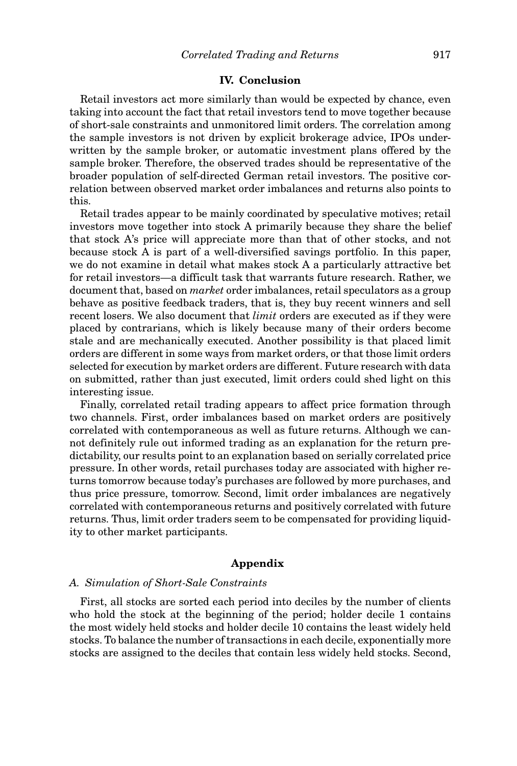## IV. Conclusion

Retail investors act more similarly than would be expected by chance, even taking into account the fact that retail investors tend to move together because of short-sale constraints and unmonitored limit orders. The correlation among the sample investors is not driven by explicit brokerage advice, IPOs underwritten by the sample broker, or automatic investment plans offered by the sample broker. Therefore, the observed trades should be representative of the broader population of self-directed German retail investors. The positive correlation between observed market order imbalances and returns also points to this.

Retail trades appear to be mainly coordinated by speculative motives; retail investors move together into stock A primarily because they share the belief that stock A's price will appreciate more than that of other stocks, and not because stock A is part of a well-diversified savings portfolio. In this paper, we do not examine in detail what makes stock A a particularly attractive bet for retail investors—a difficult task that warrants future research. Rather, we document that, based on *market* order imbalances, retail speculators as a group behave as positive feedback traders, that is, they buy recent winners and sell recent losers. We also document that *limit* orders are executed as if they were placed by contrarians, which is likely because many of their orders become stale and are mechanically executed. Another possibility is that placed limit orders are different in some ways from market orders, or that those limit orders selected for execution by market orders are different. Future research with data on submitted, rather than just executed, limit orders could shed light on this interesting issue.

Finally, correlated retail trading appears to affect price formation through two channels. First, order imbalances based on market orders are positively correlated with contemporaneous as well as future returns. Although we cannot definitely rule out informed trading as an explanation for the return predictability, our results point to an explanation based on serially correlated price pressure. In other words, retail purchases today are associated with higher returns tomorrow because today's purchases are followed by more purchases, and thus price pressure, tomorrow. Second, limit order imbalances are negatively correlated with contemporaneous returns and positively correlated with future returns. Thus, limit order traders seem to be compensated for providing liquidity to other market participants.

## Appendix

### A. Simulation of Short-Sale Constraints

First, all stocks are sorted each period into deciles by the number of clients who hold the stock at the beginning of the period; holder decile 1 contains the most widely held stocks and holder decile 10 contains the least widely held stocks. To balance the number of transactions in each decile, exponentially more stocks are assigned to the deciles that contain less widely held stocks. Second,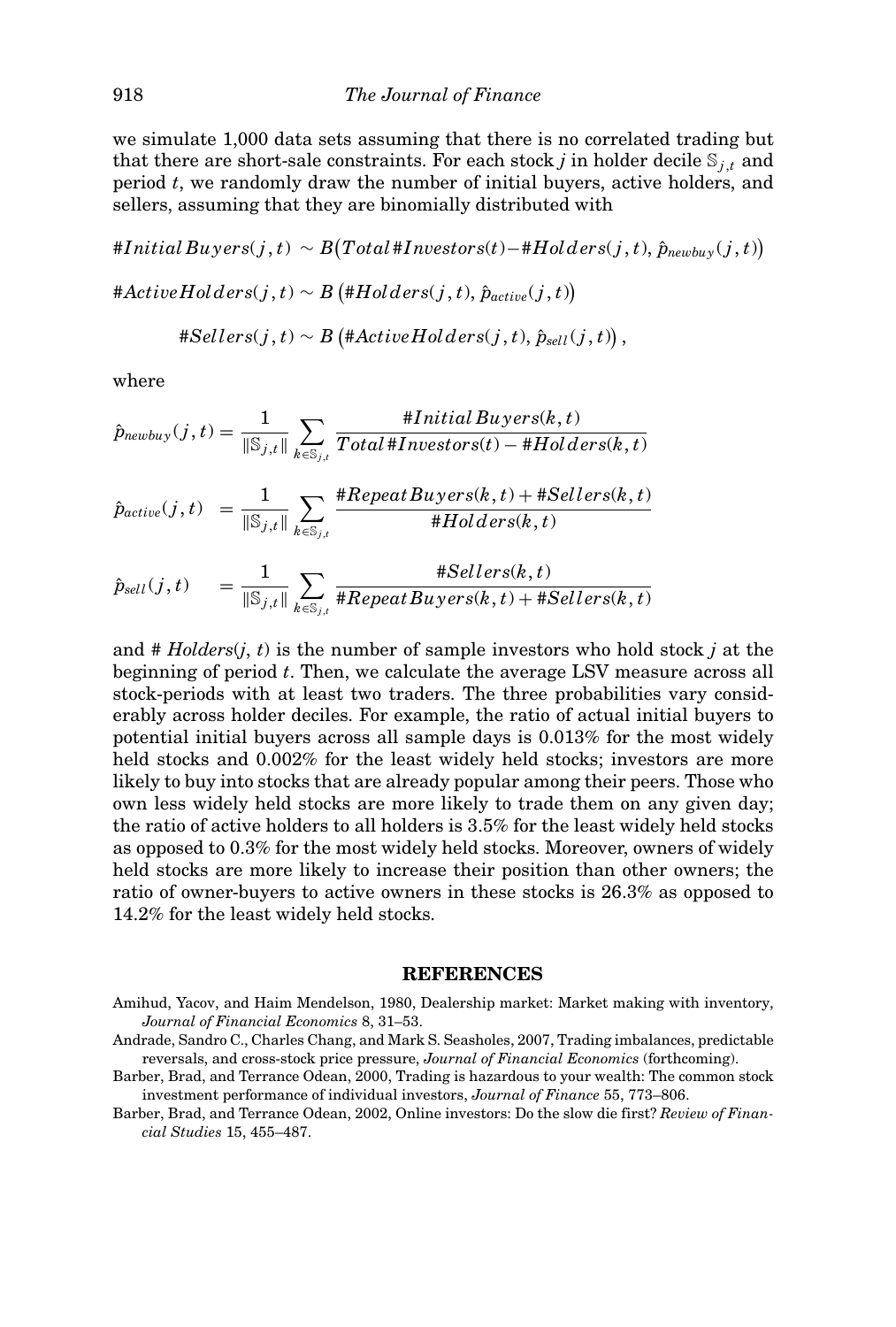we simulate 1,000 data sets assuming that there is no correlated trading but that there are short-sale constraints. For each stock $j$ in holder decile $\mathbb{S}_{j,t}$ and period $t$, we randomly draw the number of initial buyers, active holders, and sellers, assuming that they are binomially distributed with

$$\#InitialBuyers(j,t) \sim B\big(Total\#Investors(t) - \#Holders(j,t),\, \hat{p}_{newbuy}(j,t)\big)$$

$$\#ActiveHolders(j,t) \sim B\left(\#Holders(j,t),\, \hat{p}_{active}(j,t)\right)$$

$$\#Sellers(j,t) \sim B\left(\#ActiveHolders(j,t),\, \hat{p}_{sell}(j,t)\right),$$

where

$$\hat{p}_{newbuy}(j,t) = \frac{1}{\|\mathbb{S}_{j,t}\|} \sum_{k \in \mathbb{S}_{j,t}} \frac{\#InitialBuyers(k,t)}{Total\#Investors(t) - \#Holders(k,t)}$$

$$\hat{p}_{active}(j,t) = \frac{1}{\|\mathbb{S}_{j,t}\|} \sum_{k \in \mathbb{S}_{j,t}} \frac{\#RepeatBuyers(k,t) + \#Sellers(k,t)}{\#Holders(k,t)}$$

$$\hat{p}_{sell}(j,t) = \frac{1}{\|\mathbb{S}_{j,t}\|} \sum_{k \in \mathbb{S}_{j,t}} \frac{\#Sellers(k,t)}{\#RepeatBuyers(k,t) + \#Sellers(k,t)}$$

and # *Holders*($j$, $t$) is the number of sample investors who hold stock $j$ at the beginning of period $t$. Then, we calculate the average LSV measure across all stock-periods with at least two traders. The three probabilities vary considerably across holder deciles. For example, the ratio of actual initial buyers to potential initial buyers across all sample days is 0.013% for the most widely held stocks and 0.002% for the least widely held stocks; investors are more likely to buy into stocks that are already popular among their peers. Those who own less widely held stocks are more likely to trade them on any given day; the ratio of active holders to all holders is 3.5% for the least widely held stocks as opposed to 0.3% for the most widely held stocks. Moreover, owners of widely held stocks are more likely to increase their position than other owners; the ratio of owner-buyers to active owners in these stocks is 26.3% as opposed to 14.2% for the least widely held stocks.

## REFERENCES

Amihud, Yacov, and Haim Mendelson, 1980, Dealership market: Market making with inventory, *Journal of Financial Economics* 8, 31–53.

Andrade, Sandro C., Charles Chang, and Mark S. Seasholes, 2007, Trading imbalances, predictable reversals, and cross-stock price pressure, *Journal of Financial Economics* (forthcoming).

Barber, Brad, and Terrance Odean, 2000, Trading is hazardous to your wealth: The common stock investment performance of individual investors, *Journal of Finance* 55, 773–806.

Barber, Brad, and Terrance Odean, 2002, Online investors: Do the slow die first? *Review of Financial Studies* 15, 455–487.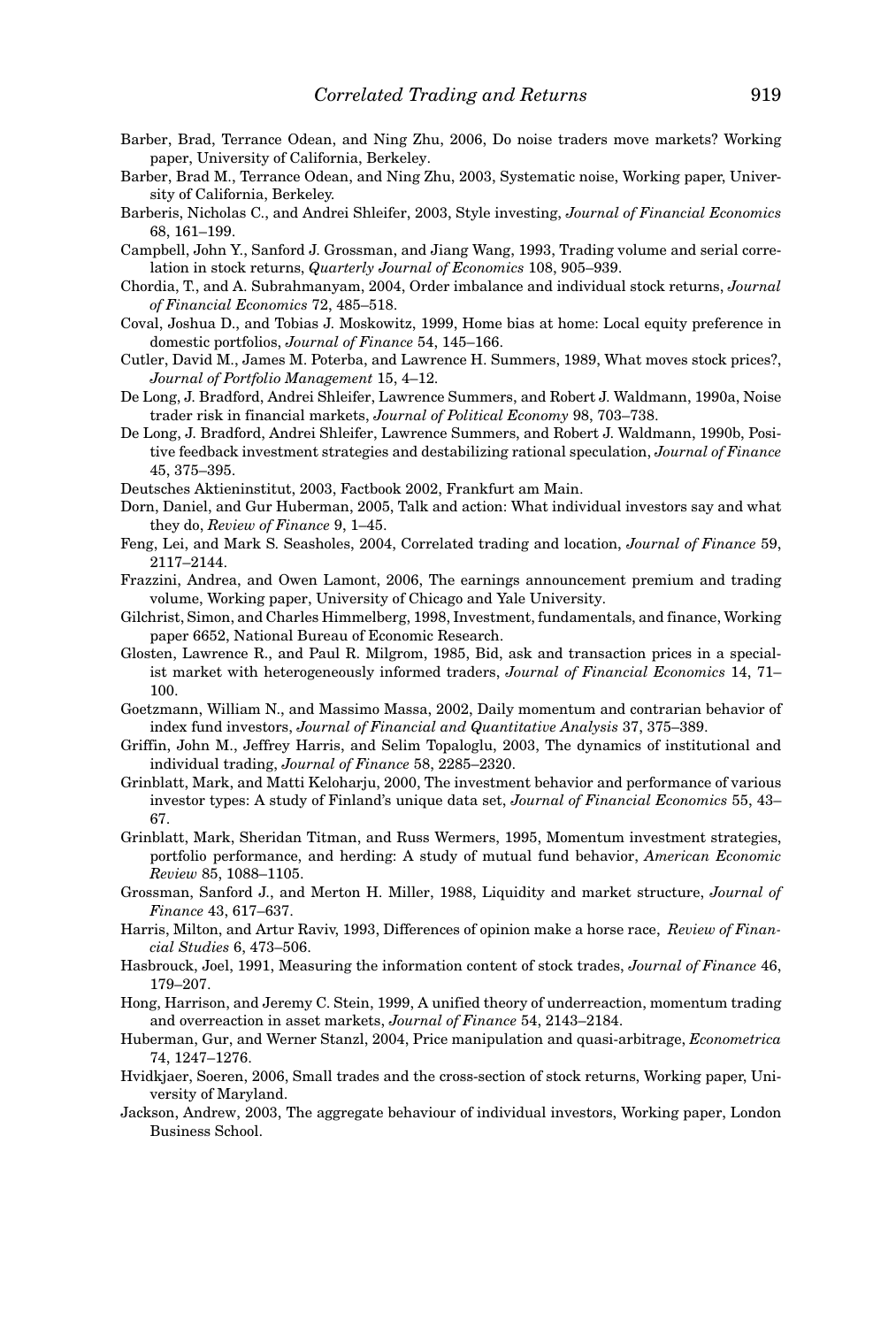Barber, Brad, Terrance Odean, and Ning Zhu, 2006, Do noise traders move markets? Working paper, University of California, Berkeley.

Barber, Brad M., Terrance Odean, and Ning Zhu, 2003, Systematic noise, Working paper, University of California, Berkeley.

Barberis, Nicholas C., and Andrei Shleifer, 2003, Style investing, *Journal of Financial Economics* 68, 161–199.

Campbell, John Y., Sanford J. Grossman, and Jiang Wang, 1993, Trading volume and serial correlation in stock returns, *Quarterly Journal of Economics* 108, 905–939.

Chordia, T., and A. Subrahmanyam, 2004, Order imbalance and individual stock returns, *Journal of Financial Economics* 72, 485–518.

Coval, Joshua D., and Tobias J. Moskowitz, 1999, Home bias at home: Local equity preference in domestic portfolios, *Journal of Finance* 54, 145–166.

Cutler, David M., James M. Poterba, and Lawrence H. Summers, 1989, What moves stock prices?, *Journal of Portfolio Management* 15, 4–12.

De Long, J. Bradford, Andrei Shleifer, Lawrence Summers, and Robert J. Waldmann, 1990a, Noise trader risk in financial markets, *Journal of Political Economy* 98, 703–738.

De Long, J. Bradford, Andrei Shleifer, Lawrence Summers, and Robert J. Waldmann, 1990b, Positive feedback investment strategies and destabilizing rational speculation, *Journal of Finance* 45, 375–395.

Deutsches Aktieninstitut, 2003, Factbook 2002, Frankfurt am Main.

Dorn, Daniel, and Gur Huberman, 2005, Talk and action: What individual investors say and what they do, *Review of Finance* 9, 1–45.

Feng, Lei, and Mark S. Seasholes, 2004, Correlated trading and location, *Journal of Finance* 59, 2117–2144.

Frazzini, Andrea, and Owen Lamont, 2006, The earnings announcement premium and trading volume, Working paper, University of Chicago and Yale University.

Gilchrist, Simon, and Charles Himmelberg, 1998, Investment, fundamentals, and finance, Working paper 6652, National Bureau of Economic Research.

Glosten, Lawrence R., and Paul R. Milgrom, 1985, Bid, ask and transaction prices in a specialist market with heterogeneously informed traders, *Journal of Financial Economics* 14, 71–100.

Goetzmann, William N., and Massimo Massa, 2002, Daily momentum and contrarian behavior of index fund investors, *Journal of Financial and Quantitative Analysis* 37, 375–389.

Griffin, John M., Jeffrey Harris, and Selim Topaloglu, 2003, The dynamics of institutional and individual trading, *Journal of Finance* 58, 2285–2320.

Grinblatt, Mark, and Matti Keloharju, 2000, The investment behavior and performance of various investor types: A study of Finland's unique data set, *Journal of Financial Economics* 55, 43–67.

Grinblatt, Mark, Sheridan Titman, and Russ Wermers, 1995, Momentum investment strategies, portfolio performance, and herding: A study of mutual fund behavior, *American Economic Review* 85, 1088–1105.

Grossman, Sanford J., and Merton H. Miller, 1988, Liquidity and market structure, *Journal of Finance* 43, 617–637.

Harris, Milton, and Artur Raviv, 1993, Differences of opinion make a horse race, *Review of Financial Studies* 6, 473–506.

Hasbrouck, Joel, 1991, Measuring the information content of stock trades, *Journal of Finance* 46, 179–207.

Hong, Harrison, and Jeremy C. Stein, 1999, A unified theory of underreaction, momentum trading and overreaction in asset markets, *Journal of Finance* 54, 2143–2184.

Huberman, Gur, and Werner Stanzl, 2004, Price manipulation and quasi-arbitrage, *Econometrica* 74, 1247–1276.

Hvidkjaer, Soeren, 2006, Small trades and the cross-section of stock returns, Working paper, University of Maryland.

Jackson, Andrew, 2003, The aggregate behaviour of individual investors, Working paper, London Business School.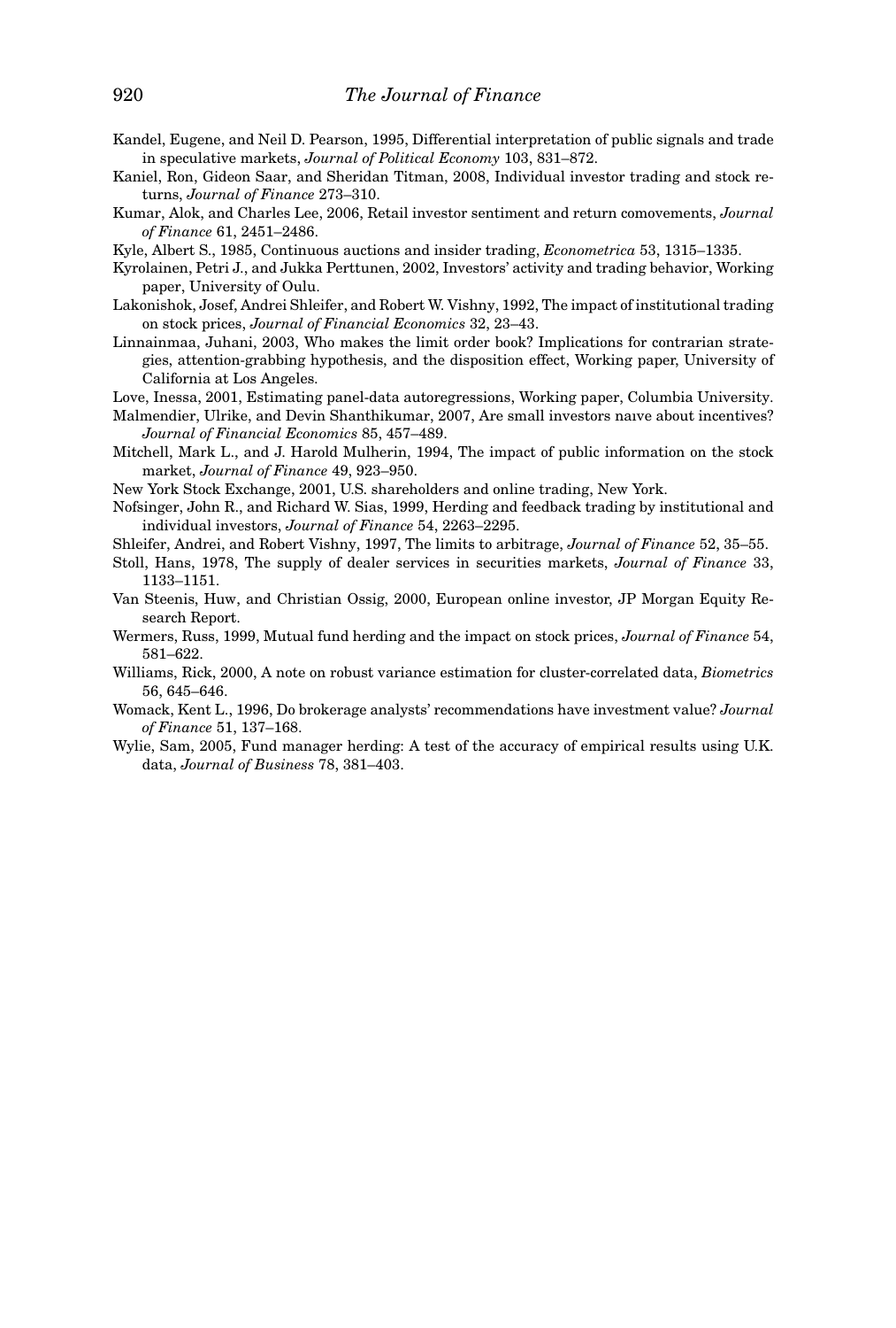Kandel, Eugene, and Neil D. Pearson, 1995, Differential interpretation of public signals and trade in speculative markets, *Journal of Political Economy* 103, 831–872.

Kaniel, Ron, Gideon Saar, and Sheridan Titman, 2008, Individual investor trading and stock returns, *Journal of Finance* 273–310.

Kumar, Alok, and Charles Lee, 2006, Retail investor sentiment and return comovements, *Journal of Finance* 61, 2451–2486.

Kyle, Albert S., 1985, Continuous auctions and insider trading, *Econometrica* 53, 1315–1335.

Kyrolainen, Petri J., and Jukka Perttunen, 2002, Investors' activity and trading behavior, Working paper, University of Oulu.

Lakonishok, Josef, Andrei Shleifer, and Robert W. Vishny, 1992, The impact of institutional trading on stock prices, *Journal of Financial Economics* 32, 23–43.

Linnainmaa, Juhani, 2003, Who makes the limit order book? Implications for contrarian strategies, attention-grabbing hypothesis, and the disposition effect, Working paper, University of California at Los Angeles.

Love, Inessa, 2001, Estimating panel-data autoregressions, Working paper, Columbia University.

Malmendier, Ulrike, and Devin Shanthikumar, 2007, Are small investors naive about incentives? *Journal of Financial Economics* 85, 457–489.

Mitchell, Mark L., and J. Harold Mulherin, 1994, The impact of public information on the stock market, *Journal of Finance* 49, 923–950.

New York Stock Exchange, 2001, U.S. shareholders and online trading, New York.

Nofsinger, John R., and Richard W. Sias, 1999, Herding and feedback trading by institutional and individual investors, *Journal of Finance* 54, 2263–2295.

Shleifer, Andrei, and Robert Vishny, 1997, The limits to arbitrage, *Journal of Finance* 52, 35–55.

Stoll, Hans, 1978, The supply of dealer services in securities markets, *Journal of Finance* 33, 1133–1151.

Van Steenis, Huw, and Christian Ossig, 2000, European online investor, JP Morgan Equity Research Report.

Wermers, Russ, 1999, Mutual fund herding and the impact on stock prices, *Journal of Finance* 54, 581–622.

Williams, Rick, 2000, A note on robust variance estimation for cluster-correlated data, *Biometrics* 56, 645–646.

Womack, Kent L., 1996, Do brokerage analysts' recommendations have investment value? *Journal of Finance* 51, 137–168.

Wylie, Sam, 2005, Fund manager herding: A test of the accuracy of empirical results using U.K. data, *Journal of Business* 78, 381–403.